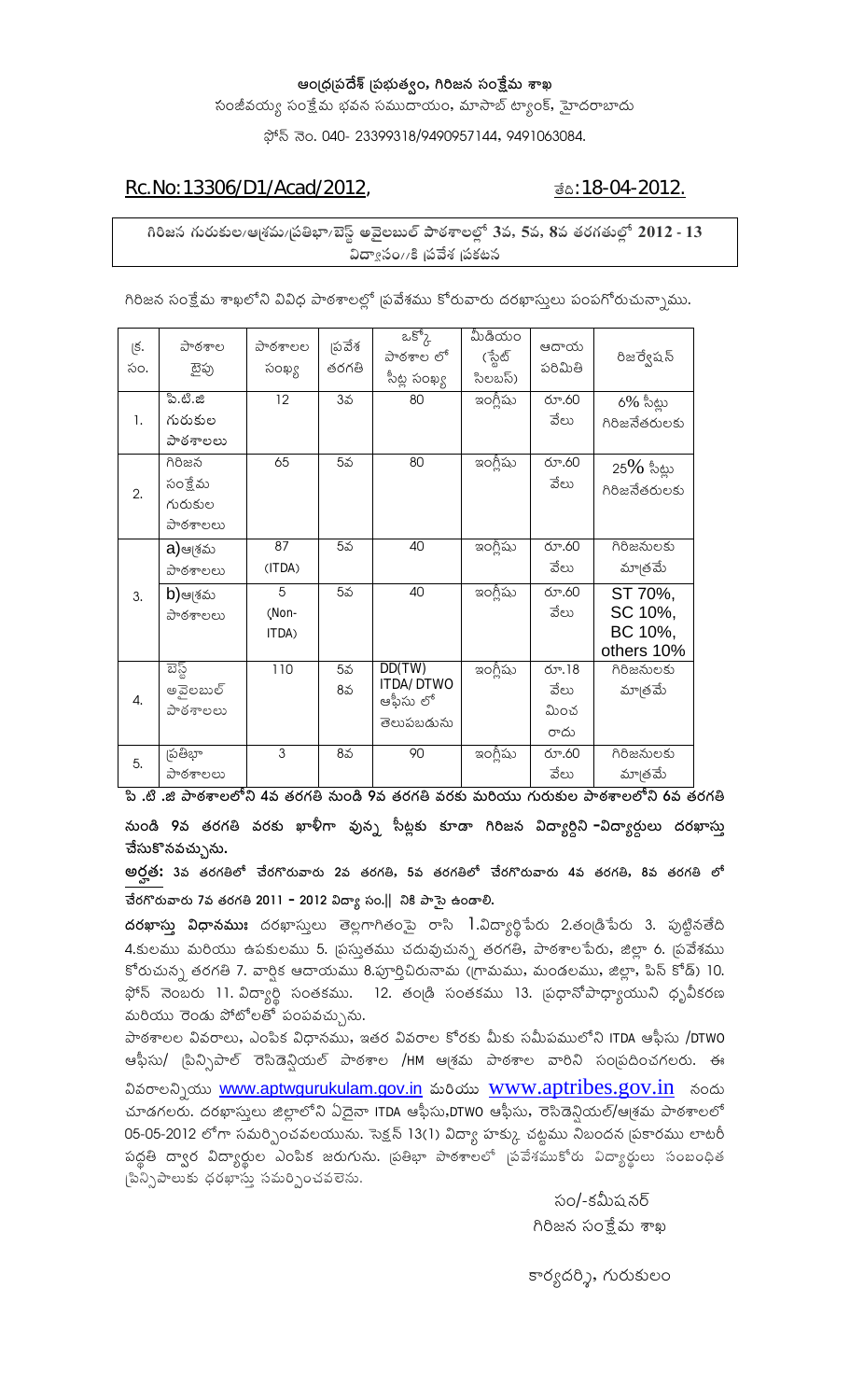**ఆంధ్రప్రదేశ్ ప్రభుత్వం, గిరిజన సంక్షేమ శాఖ**

సంజీవయ్య సంక్షేమ భవన సముదాయం, మాసాబ్ ట్యాంక్, హైదరాబాదు

ఫోన్ నెం. 040- 23399318/9490957144, 9491063084.

Rc.No:13306/D1/Acad/2012, తేది:18-04-2012.

**గిరిజన గురుకుల/ఆశ్రమ/ప్రతిభా/బెస్ట్ అవైలబుల్ పాఠశాలల్లో 3వ, 5వ, 8వ తరగతుల్లో 2012 - 13 విద్యాసం//కి ప్రవేశ ప్రకటన**

గిరిజన సంక్షేమ శాఖలోని వివిధ పాఠశాలల్లో ప్రవేశము కోరువారు దరఖాస్తులు పంపగోరుచున్నాము.

| క్ర. సం. | పాఠశాల టైపు | పాఠశాలల సంఖ్య | ప్రవేశ తరగతి | ఒక్కో పాఠశాల లో సీట్ల సంఖ్య | మీడియం (స్టేట్ సిలబస్) | ఆదాయ పరిమితి | రిజర్వేషన్ |
|---|---|---|---|---|---|---|---|
| 1. | పి.టి.జి గురుకుల పాఠశాలలు | 12 | 3వ | 80 | ఇంగ్లీషు | రూ.60 వేలు | 6% సీట్లు గిరిజనేతరులకు |
| 2. | గిరిజన సంక్షేమ గురుకుల పాఠశాలలు | 65 | 5వ | 80 | ఇంగ్లీషు | రూ.60 వేలు | 25% సీట్లు గిరిజనేతరులకు |
| 3. | a)ఆశ్రమ పాఠశాలలు | 87 (ITDA) | 5వ | 40 | ఇంగ్లీషు | రూ.60 వేలు | గిరిజనులకు మాత్రమే |
| | b)ఆశ్రమ పాఠశాలలు | 5 (Non-ITDA) | 5వ | 40 | ఇంగ్లీషు | రూ.60 వేలు | ST 70%, SC 10%, BC 10%, others 10% |
| 4. | బెస్ట్ అవైలబుల్ పాఠశాలలు | 110 | 5వ 8వ | DD(TW) ITDA/ DTWO ఆఫీసు లో తెలుపబడును | ఇంగ్లీషు | రూ.18 వేలు మించ రాదు | గిరిజనులకు మాత్రమే |
| 5. | ప్రతిభా పాఠశాలలు | 3 | 8వ | 90 | ఇంగ్లీషు | రూ.60 వేలు | గిరిజనులకు మాత్రమే |

**పి .టి .జి పాఠశాలలోని 4వ తరగతి నుండి 9వ తరగతి వరకు మరియు గురుకుల పాఠశాలలోని 6వ తరగతి నుండి 9వ తరగతి వరకు ఖాళీగా వున్న సీట్లకు కూడా గిరిజన విద్యార్థిని -విద్యార్థులు దరఖాస్తు చేసుకొనవచ్చును.**

**అర్హత: 3వ తరగతిలో చేరగోరువారు 2వ తరగతి, 5వ తరగతిలో చేరగోరువారు 4వ తరగతి, 8వ తరగతి లో చేరగోరువారు 7వ తరగతి 2011 – 2012 విద్యా సం.|| నికి పాసై ఉండాలి.**

**దరఖాస్తు విధానముః** దరఖాస్తులు తెల్లకాగితంపై రాసి 1.విద్యార్థిపేరు 2.తండ్రిపేరు 3. పుట్టినతేది 4.కులము మరియు ఉపకులము 5. ప్రస్తుతము చదువుచున్న తరగతి, పాఠశాలపేరు, జిల్లా 6. ప్రవేశము కోరుచున్న తరగతి 7. వార్షిక ఆదాయము 8.పూర్తిచిరునామా (గ్రామము, మండలము, జిల్లా, పిన్ కోడ్) 10. ఫోన్ నెంబరు 11. విద్యార్థి సంతకము. 12. తండ్రి సంతకము 13. ప్రధానోపాధ్యాయుని ధృవీకరణ మరియు రెండు ఫోటోలతో పంపవచ్చును.

పాఠశాలల వివరాలు, ఎంపిక విధానము, ఇతర వివరాల కోరకు మీకు సమీపములోని ITDA ఆఫీసు /DTWO ఆఫీసు/ ప్రిన్సిపాల్ రెసిడెన్షియల్ పాఠశాల /HM ఆశ్రమ పాఠశాల వారిని సంప్రదించగలరు. ఈ వివరాలన్నియు www.aptwgurukulam.gov.in మరియు www.aptribes.gov.in నందు చూడగలరు. దరఖాస్తులు జిల్లాలోని ఏదైనా ITDA ఆఫీసు,DTWO ఆఫీసు, రెసిడెన్షియల్/ఆశ్రమ పాఠశాలలో 05-05-2012 లోగా సమర్పించవలయును. సెక్షన్ 13(1) విద్యా హక్కు చట్టము నిబంధన ప్రకారము లాటరీ పద్ధతి ద్వార విద్యార్థుల ఎంపిక జరుగును. ప్రతిభా పాఠశాలలో ప్రవేశముకోరు విద్యార్థులు సంబంధిత ప్రిన్సిపాలుకు ధరఖాస్తు సమర్పించవలెను.

సం/-కమీషనర్
గిరిజన సంక్షేమ శాఖ

కార్యదర్శి, గురుకులం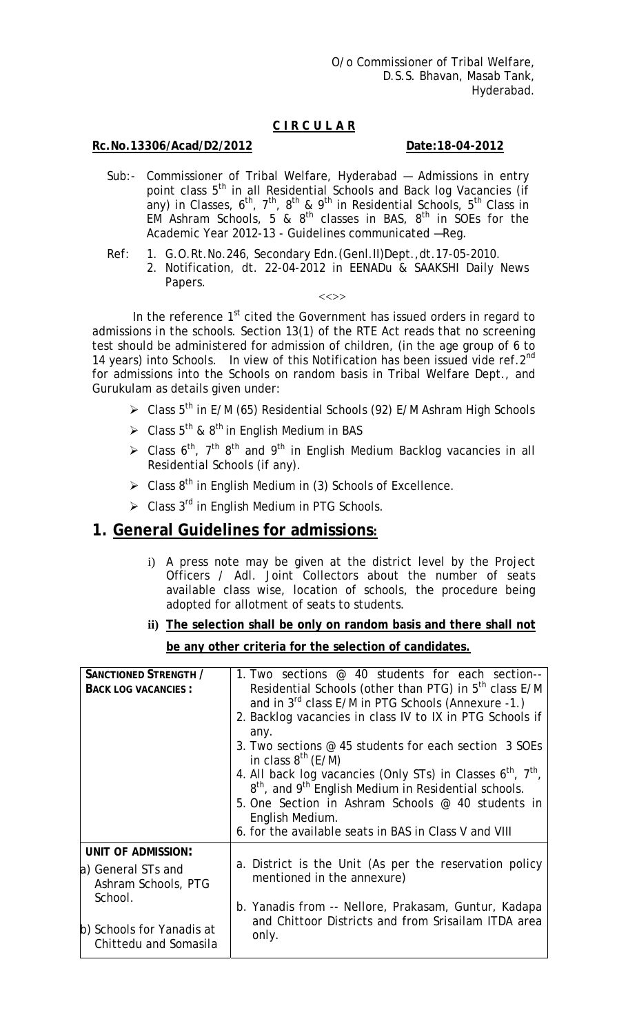O/o Commissioner of Tribal Welfare,
D.S.S. Bhavan, Masab Tank,
Hyderabad.

**C I R C U L A R**

**Rc.No.13306/Acad/D2/2012** **Date:18-04-2012**

Sub:- Commissioner of Tribal Welfare, Hyderabad — Admissions in entry point class 5th in all Residential Schools and Back log Vacancies (if any) in Classes, 6th, 7th, 8th & 9th in Residential Schools, 5th Class in EM Ashram Schools, 5 & 8th classes in BAS, 8th in SOEs for the Academic Year 2012-13 - Guidelines communicated —Reg.

Ref: 1. G.O.Rt.No.246, Secondary Edn.(Genl.II)Dept.,dt.17-05-2010.
2. Notification, dt. 22-04-2012 in EENADu & SAAKSHI Daily News Papers.

<<>>

In the reference 1st cited the Government has issued orders in regard to admissions in the schools. Section 13(1) of the RTE Act reads that no screening test should be administered for admission of children, (in the age group of 6 to 14 years) into Schools. In view of this Notification has been issued vide ref.2nd for admissions into the Schools on random basis in Tribal Welfare Dept., and Gurukulam as details given under:

- Class 5th in E/M (65) Residential Schools (92) E/M Ashram High Schools
- Class 5th & 8th in English Medium in BAS
- Class 6th, 7th 8th and 9th in English Medium Backlog vacancies in all Residential Schools (if any).
- Class 8th in English Medium in (3) Schools of Excellence.
- Class 3rd in English Medium in PTG Schools.

## 1. General Guidelines for admissions:

i) A press note may be given at the district level by the Project Officers / Adl. Joint Collectors about the number of seats available class wise, location of schools, the procedure being adopted for allotment of seats to students.

ii) **The selection shall be only on random basis and there shall not be any other criteria for the selection of candidates.**

| | |
|---|---|
| **SANCTIONED STRENGTH / BACK LOG VACANCIES :** | 1. Two sections @ 40 students for each section-- Residential Schools (other than PTG) in 5th class E/M and in 3rd class E/M in PTG Schools (Annexure -1.)<br>2. Backlog vacancies in class IV to IX in PTG Schools if any.<br>3. Two sections @ 45 students for each section 3 SOEs in class 8th (E/M)<br>4. All back log vacancies (Only STs) in Classes 6th, 7th, 8th, and 9th English Medium in Residential schools.<br>5. One Section in Ashram Schools @ 40 students in English Medium.<br>6. for the available seats in BAS in Class V and VIII |
| **UNIT OF ADMISSION:**<br>a) General STs and Ashram Schools, PTG School.<br>b) Schools for Yanadis at Chittedu and Somasila | a. District is the Unit (As per the reservation policy mentioned in the annexure)<br>b. Yanadis from -- Nellore, Prakasam, Guntur, Kadapa and Chittoor Districts and from Srisailam ITDA area only. |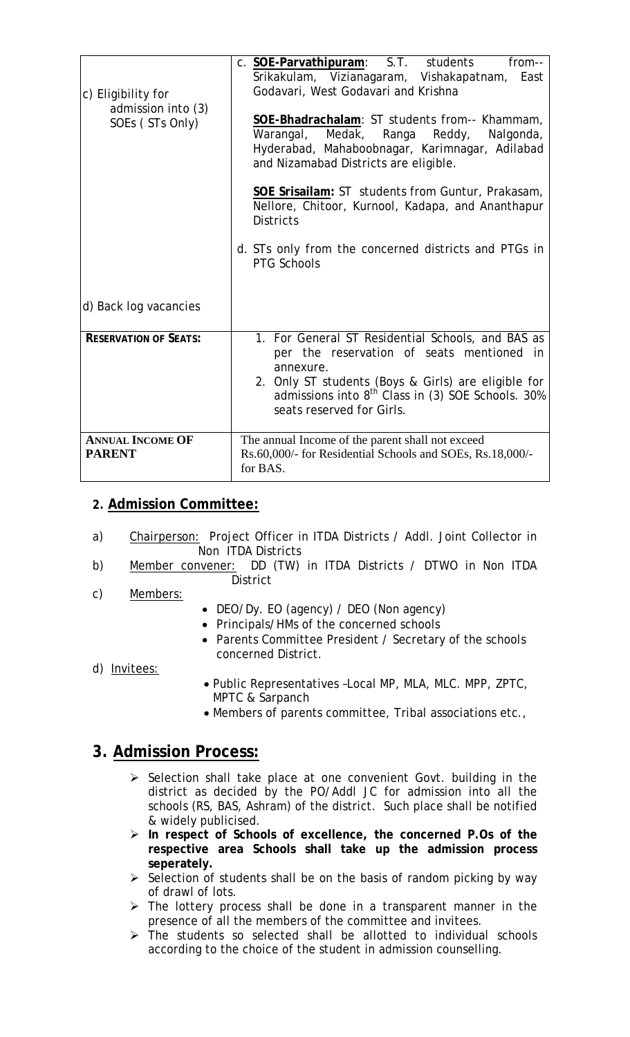| | |
|---|---|
| c) Eligibility for admission into (3) SOEs ( STs Only) | c. **SOE-Parvathipuram**: S.T. students from-- Srikakulam, Vizianagaram, Vishakapatnam, East Godavari, West Godavari and Krishna<br><br>**SOE-Bhadrachalam**: ST students from-- Khammam, Warangal, Medak, Ranga Reddy, Nalgonda, Hyderabad, Mahaboobnagar, Karimnagar, Adilabad and Nizamabad Districts are eligible.<br><br>**SOE Srisailam:** ST students from Guntur, Prakasam, Nellore, Chitoor, Kurnool, Kadapa, and Ananthapur Districts<br><br>d. STs only from the concerned districts and PTGs in PTG Schools |
| d) Back log vacancies | |
| **RESERVATION OF SEATS:** | 1. For General ST Residential Schools, and BAS as per the reservation of seats mentioned in annexure.<br>2. Only ST students (Boys & Girls) are eligible for admissions into 8th Class in (3) SOE Schools. 30% seats reserved for Girls. |
| **ANNUAL INCOME OF PARENT** | The annual Income of the parent shall not exceed Rs.60,000/- for Residential Schools and SOEs, Rs.18,000/- for BAS. |

## 2. Admission Committee:

a) Chairperson: Project Officer in ITDA Districts / Addl. Joint Collector in Non ITDA Districts

b) Member convener: DD (TW) in ITDA Districts / DTWO in Non ITDA District

c) Members:
- DEO/Dy. EO (agency) / DEO (Non agency)
- Principals/HMs of the concerned schools
- Parents Committee President / Secretary of the schools concerned District.

d) Invitees:
- Public Representatives –Local MP, MLA, MLC. MPP, ZPTC, MPTC & Sarpanch
- Members of parents committee, Tribal associations etc.,

# 3. Admission Process:

- Selection shall take place at one convenient Govt. building in the district as decided by the PO/Addl JC for admission into all the schools (RS, BAS, Ashram) of the district. Such place shall be notified & widely publicised.
- **In respect of Schools of excellence, the concerned P.Os of the respective area Schools shall take up the admission process seperately.**
- Selection of students shall be on the basis of random picking by way of drawl of lots.
- The lottery process shall be done in a transparent manner in the presence of all the members of the committee and invitees.
- The students so selected shall be allotted to individual schools according to the choice of the student in admission counselling.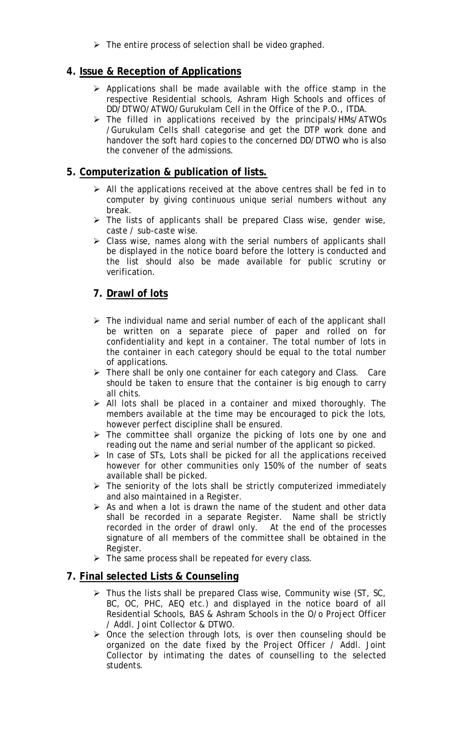- The entire process of selection shall be video graphed.

## 4. Issue & Reception of Applications

- Applications shall be made available with the office stamp in the respective Residential schools, Ashram High Schools and offices of DD/DTWO/ATWO/Gurukulam Cell in the Office of the P.O., ITDA.
- The filled in applications received by the principals/HMs/ATWOs /Gurukulam Cells shall categorise and get the DTP work done and handover the soft hard copies to the concerned DD/DTWO who is also the convener of the admissions.

## 5. Computerization & publication of lists.

- All the applications received at the above centres shall be fed in to computer by giving continuous unique serial numbers without any break.
- The lists of applicants shall be prepared Class wise, gender wise, caste / sub-caste wise.
- Class wise, names along with the serial numbers of applicants shall be displayed in the notice board before the lottery is conducted and the list should also be made available for public scrutiny or verification.

## 7. Drawl of lots

- The individual name and serial number of each of the applicant shall be written on a separate piece of paper and rolled on for confidentiality and kept in a container. The total number of lots in the container in each category should be equal to the total number of applications.
- There shall be only one container for each category and Class. Care should be taken to ensure that the container is big enough to carry all chits.
- All lots shall be placed in a container and mixed thoroughly. The members available at the time may be encouraged to pick the lots, however perfect discipline shall be ensured.
- The committee shall organize the picking of lots one by one and reading out the name and serial number of the applicant so picked.
- In case of STs, Lots shall be picked for all the applications received however for other communities only 150% of the number of seats available shall be picked.
- The seniority of the lots shall be strictly computerized immediately and also maintained in a Register.
- As and when a lot is drawn the name of the student and other data shall be recorded in a separate Register. Name shall be strictly recorded in the order of drawl only. At the end of the processes signature of all members of the committee shall be obtained in the Register.
- The same process shall be repeated for every class.

## 7. Final selected Lists & Counseling

- Thus the lists shall be prepared Class wise, Community wise (ST, SC, BC, OC, PHC, AEQ etc.) and displayed in the notice board of all Residential Schools, BAS & Ashram Schools in the O/o Project Officer / Addl. Joint Collector & DTWO.
- Once the selection through lots, is over then counseling should be organized on the date fixed by the Project Officer / Addl. Joint Collector by intimating the dates of counselling to the selected students.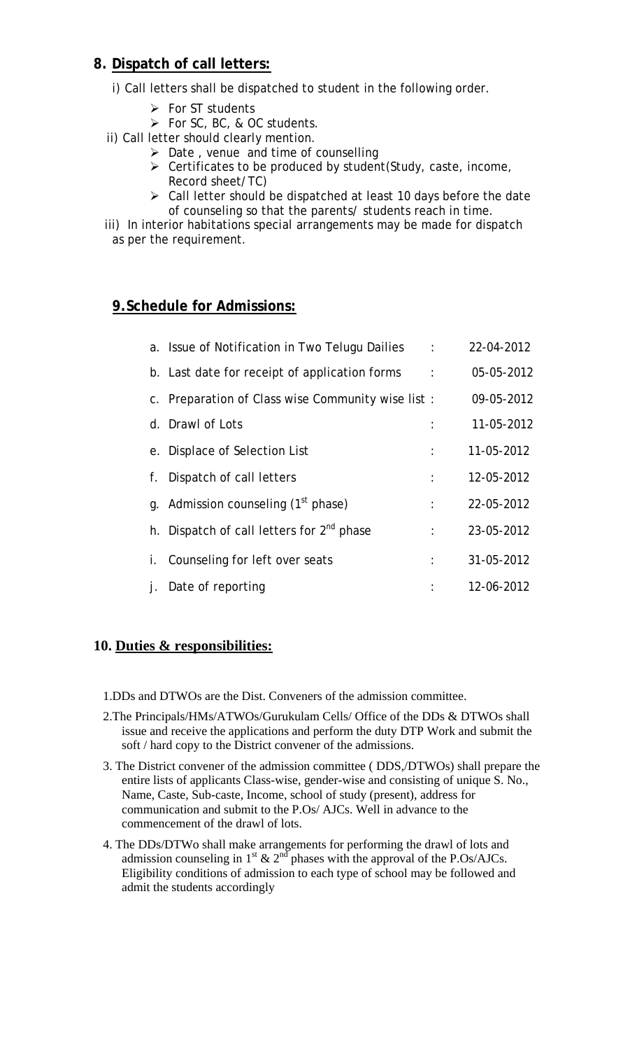## 8. Dispatch of call letters:

i) Call letters shall be dispatched to student in the following order.

- For ST students
- For SC, BC, & OC students.

ii) Call letter should clearly mention.

- Date , venue and time of counselling
- Certificates to be produced by student(Study, caste, income, Record sheet/ TC)
- Call letter should be dispatched at least 10 days before the date of counseling so that the parents/ students reach in time.

iii) In interior habitations special arrangements may be made for dispatch as per the requirement.

## 9. Schedule for Admissions:

| | | | |
|---|---|---|---|
| a. | Issue of Notification in Two Telugu Dailies | : | 22-04-2012 |
| b. | Last date for receipt of application forms | : | 05-05-2012 |
| c. | Preparation of Class wise Community wise list | : | 09-05-2012 |
| d. | Drawl of Lots | : | 11-05-2012 |
| e. | Displace of Selection List | : | 11-05-2012 |
| f. | Dispatch of call letters | : | 12-05-2012 |
| g. | Admission counseling (1st phase) | : | 22-05-2012 |
| h. | Dispatch of call letters for 2nd phase | : | 23-05-2012 |
| i. | Counseling for left over seats | : | 31-05-2012 |
| j. | Date of reporting | : | 12-06-2012 |

## 10. Duties & responsibilities:

1. DDs and DTWOs are the Dist. Conveners of the admission committee.
2. The Principals/HMs/ATWOs/Gurukulam Cells/ Office of the DDs & DTWOs shall issue and receive the applications and perform the duty DTP Work and submit the soft / hard copy to the District convener of the admissions.
3. The District convener of the admission committee ( DDS,/DTWOs) shall prepare the entire lists of applicants Class-wise, gender-wise and consisting of unique S. No., Name, Caste, Sub-caste, Income, school of study (present), address for communication and submit to the P.Os/ AJCs. Well in advance to the commencement of the drawl of lots.
4. The DDs/DTWo shall make arrangements for performing the drawl of lots and admission counseling in 1st & 2nd phases with the approval of the P.Os/AJCs. Eligibility conditions of admission to each type of school may be followed and admit the students accordingly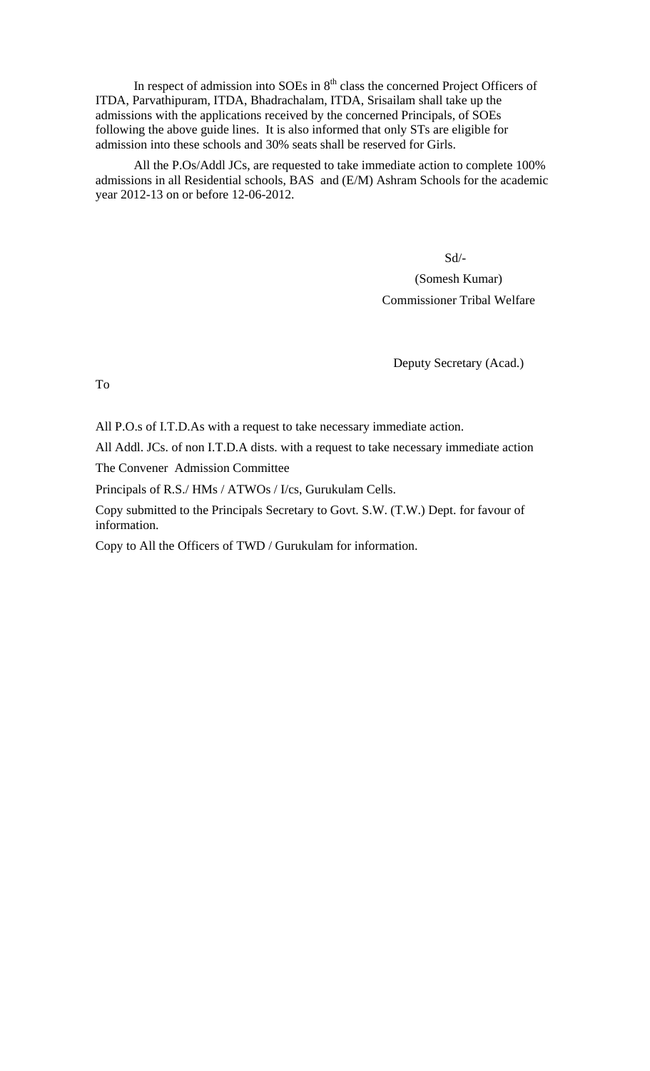In respect of admission into SOEs in 8th class the concerned Project Officers of ITDA, Parvathipuram, ITDA, Bhadrachalam, ITDA, Srisailam shall take up the admissions with the applications received by the concerned Principals, of SOEs following the above guide lines. It is also informed that only STs are eligible for admission into these schools and 30% seats shall be reserved for Girls.

All the P.Os/Addl JCs, are requested to take immediate action to complete 100% admissions in all Residential schools, BAS and (E/M) Ashram Schools for the academic year 2012-13 on or before 12-06-2012.

Sd/-

(Somesh Kumar)

Commissioner Tribal Welfare

Deputy Secretary (Acad.)

To

All P.O.s of I.T.D.As with a request to take necessary immediate action.

All Addl. JCs. of non I.T.D.A dists. with a request to take necessary immediate action

The Convener Admission Committee

Principals of R.S./ HMs / ATWOs / I/cs, Gurukulam Cells.

Copy submitted to the Principals Secretary to Govt. S.W. (T.W.) Dept. for favour of information.

Copy to All the Officers of TWD / Gurukulam for information.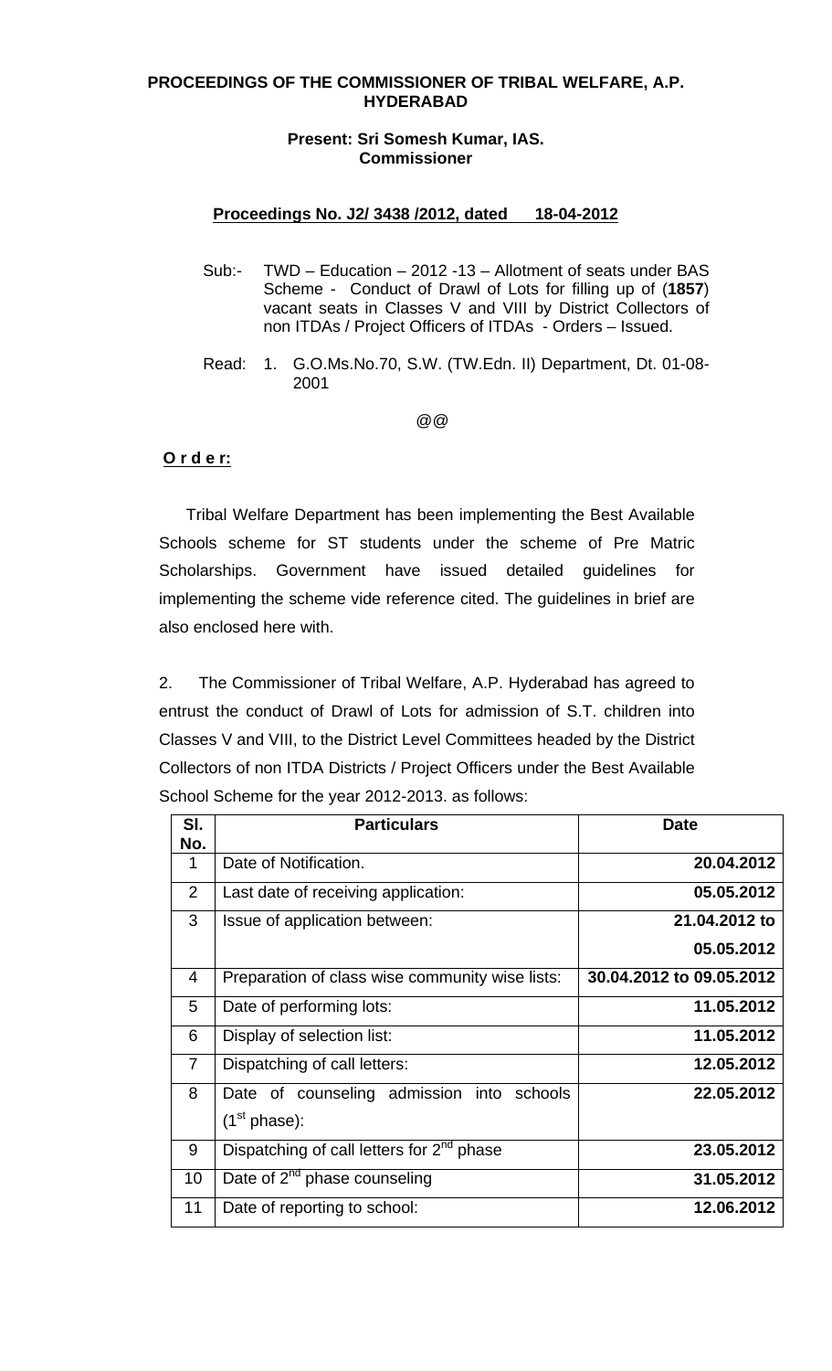**PROCEEDINGS OF THE COMMISSIONER OF TRIBAL WELFARE, A.P. HYDERABAD**

**Present: Sri Somesh Kumar, IAS.**
**Commissioner**

**Proceedings No. J2/ 3438 /2012, dated 18-04-2012**

Sub:- TWD – Education – 2012 -13 – Allotment of seats under BAS Scheme - Conduct of Drawl of Lots for filling up of (**1857**) vacant seats in Classes V and VIII by District Collectors of non ITDAs / Project Officers of ITDAs - Orders – Issued.

Read: 1. G.O.Ms.No.70, S.W. (TW.Edn. II) Department, Dt. 01-08-2001

@@

**Order:**

Tribal Welfare Department has been implementing the Best Available Schools scheme for ST students under the scheme of Pre Matric Scholarships. Government have issued detailed guidelines for implementing the scheme vide reference cited. The guidelines in brief are also enclosed here with.

2. The Commissioner of Tribal Welfare, A.P. Hyderabad has agreed to entrust the conduct of Drawl of Lots for admission of S.T. children into Classes V and VIII, to the District Level Committees headed by the District Collectors of non ITDA Districts / Project Officers under the Best Available School Scheme for the year 2012-2013. as follows:

| Sl. No. | Particulars | Date |
|---|---|---|
| 1 | Date of Notification. | **20.04.2012** |
| 2 | Last date of receiving application: | **05.05.2012** |
| 3 | Issue of application between: | **21.04.2012 to 05.05.2012** |
| 4 | Preparation of class wise community wise lists: | **30.04.2012 to 09.05.2012** |
| 5 | Date of performing lots: | **11.05.2012** |
| 6 | Display of selection list: | **11.05.2012** |
| 7 | Dispatching of call letters: | **12.05.2012** |
| 8 | Date of counseling admission into schools (1st phase): | **22.05.2012** |
| 9 | Dispatching of call letters for 2nd phase | **23.05.2012** |
| 10 | Date of 2nd phase counseling | **31.05.2012** |
| 11 | Date of reporting to school: | **12.06.2012** |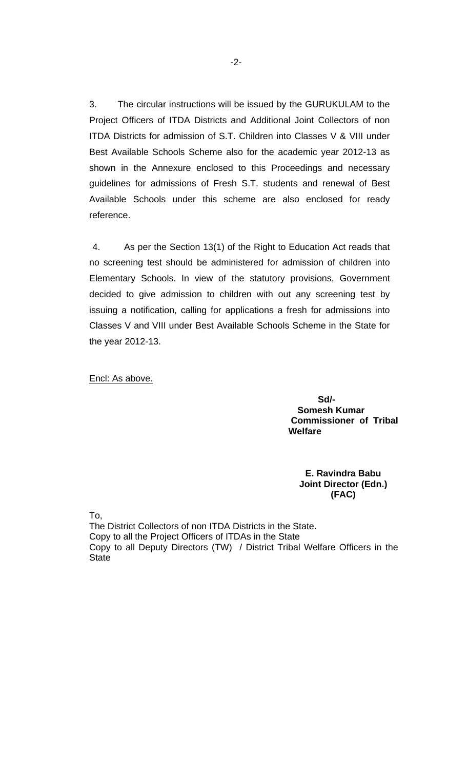3. The circular instructions will be issued by the GURUKULAM to the Project Officers of ITDA Districts and Additional Joint Collectors of non ITDA Districts for admission of S.T. Children into Classes V & VIII under Best Available Schools Scheme also for the academic year 2012-13 as shown in the Annexure enclosed to this Proceedings and necessary guidelines for admissions of Fresh S.T. students and renewal of Best Available Schools under this scheme are also enclosed for ready reference.

4. As per the Section 13(1) of the Right to Education Act reads that no screening test should be administered for admission of children into Elementary Schools. In view of the statutory provisions, Government decided to give admission to children with out any screening test by issuing a notification, calling for applications a fresh for admissions into Classes V and VIII under Best Available Schools Scheme in the State for the year 2012-13.

Encl: As above.

**Sd/-**
**Somesh Kumar**
**Commissioner of Tribal Welfare**

**E. Ravindra Babu**
**Joint Director (Edn.)**
**(FAC)**

To,
The District Collectors of non ITDA Districts in the State.
Copy to all the Project Officers of ITDAs in the State
Copy to all Deputy Directors (TW) / District Tribal Welfare Officers in the State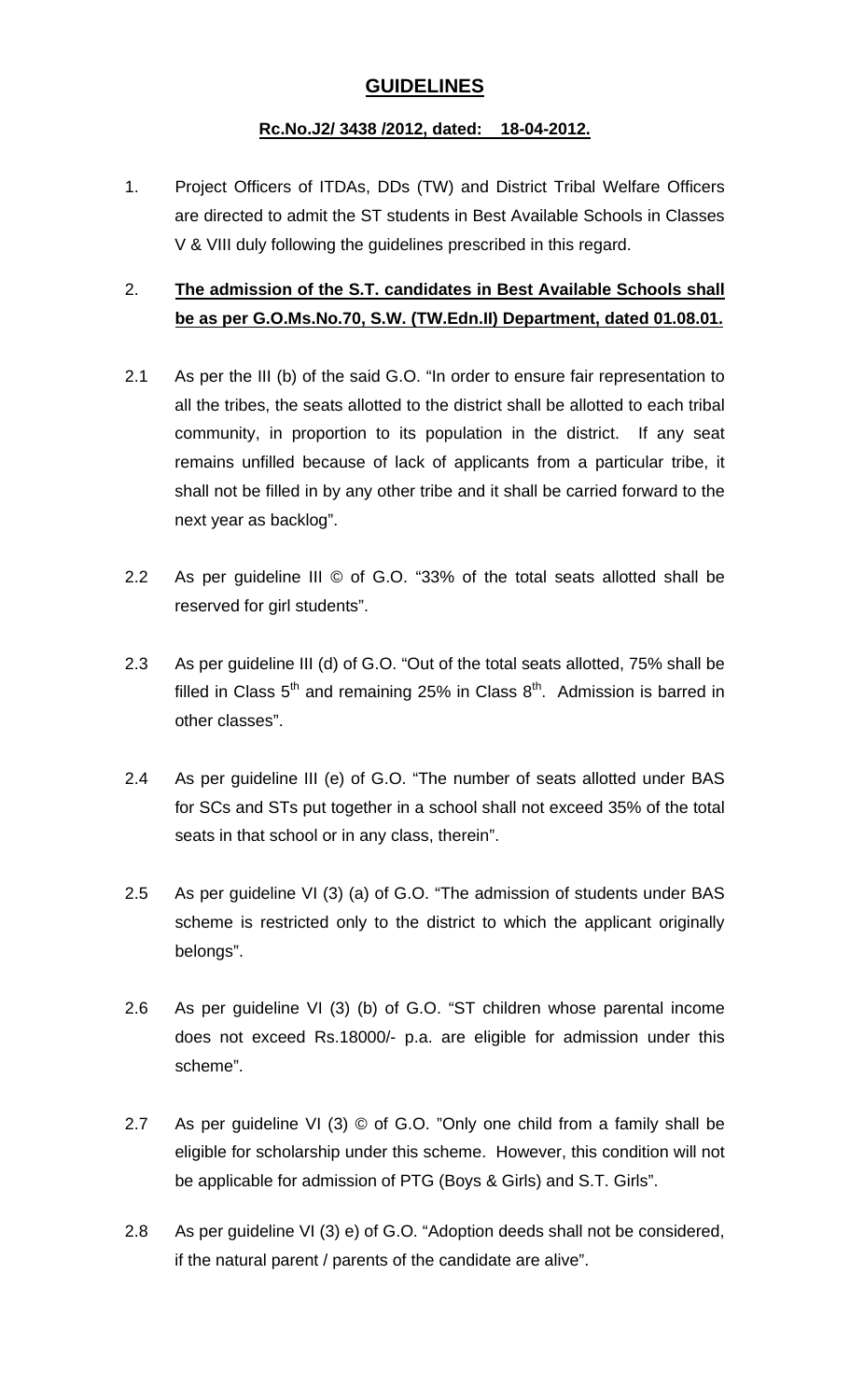# GUIDELINES

**Rc.No.J2/ 3438 /2012, dated: 18-04-2012.**

1. Project Officers of ITDAs, DDs (TW) and District Tribal Welfare Officers are directed to admit the ST students in Best Available Schools in Classes V & VIII duly following the guidelines prescribed in this regard.

2. **The admission of the S.T. candidates in Best Available Schools shall be as per G.O.Ms.No.70, S.W. (TW.Edn.II) Department, dated 01.08.01.**

2.1 As per the III (b) of the said G.O. "In order to ensure fair representation to all the tribes, the seats allotted to the district shall be allotted to each tribal community, in proportion to its population in the district. If any seat remains unfilled because of lack of applicants from a particular tribe, it shall not be filled in by any other tribe and it shall be carried forward to the next year as backlog".

2.2 As per guideline III © of G.O. "33% of the total seats allotted shall be reserved for girl students".

2.3 As per guideline III (d) of G.O. "Out of the total seats allotted, 75% shall be filled in Class 5th and remaining 25% in Class 8th. Admission is barred in other classes".

2.4 As per guideline III (e) of G.O. "The number of seats allotted under BAS for SCs and STs put together in a school shall not exceed 35% of the total seats in that school or in any class, therein".

2.5 As per guideline VI (3) (a) of G.O. "The admission of students under BAS scheme is restricted only to the district to which the applicant originally belongs".

2.6 As per guideline VI (3) (b) of G.O. "ST children whose parental income does not exceed Rs.18000/- p.a. are eligible for admission under this scheme".

2.7 As per guideline VI (3) © of G.O. "Only one child from a family shall be eligible for scholarship under this scheme. However, this condition will not be applicable for admission of PTG (Boys & Girls) and S.T. Girls".

2.8 As per guideline VI (3) e) of G.O. "Adoption deeds shall not be considered, if the natural parent / parents of the candidate are alive".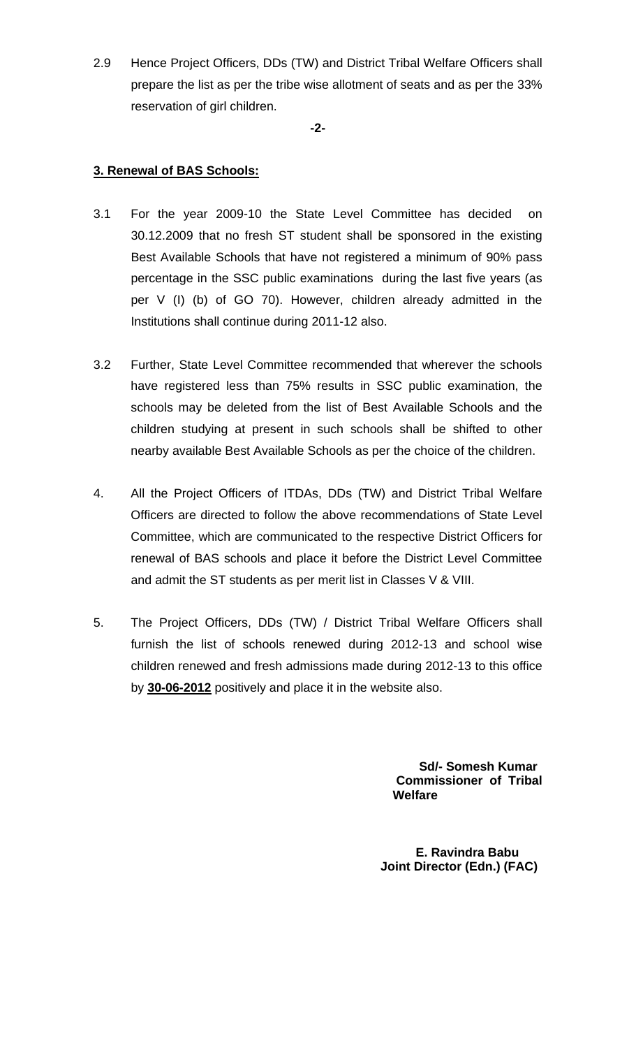2.9 Hence Project Officers, DDs (TW) and District Tribal Welfare Officers shall prepare the list as per the tribe wise allotment of seats and as per the 33% reservation of girl children.

**3. Renewal of BAS Schools:**

3.1 For the year 2009-10 the State Level Committee has decided on 30.12.2009 that no fresh ST student shall be sponsored in the existing Best Available Schools that have not registered a minimum of 90% pass percentage in the SSC public examinations during the last five years (as per V (I) (b) of GO 70). However, children already admitted in the Institutions shall continue during 2011-12 also.

3.2 Further, State Level Committee recommended that wherever the schools have registered less than 75% results in SSC public examination, the schools may be deleted from the list of Best Available Schools and the children studying at present in such schools shall be shifted to other nearby available Best Available Schools as per the choice of the children.

4. All the Project Officers of ITDAs, DDs (TW) and District Tribal Welfare Officers are directed to follow the above recommendations of State Level Committee, which are communicated to the respective District Officers for renewal of BAS schools and place it before the District Level Committee and admit the ST students as per merit list in Classes V & VIII.

5. The Project Officers, DDs (TW) / District Tribal Welfare Officers shall furnish the list of schools renewed during 2012-13 and school wise children renewed and fresh admissions made during 2012-13 to this office by **30-06-2012** positively and place it in the website also.

**Sd/- Somesh Kumar**
**Commissioner of Tribal Welfare**

**E. Ravindra Babu**
**Joint Director (Edn.) (FAC)**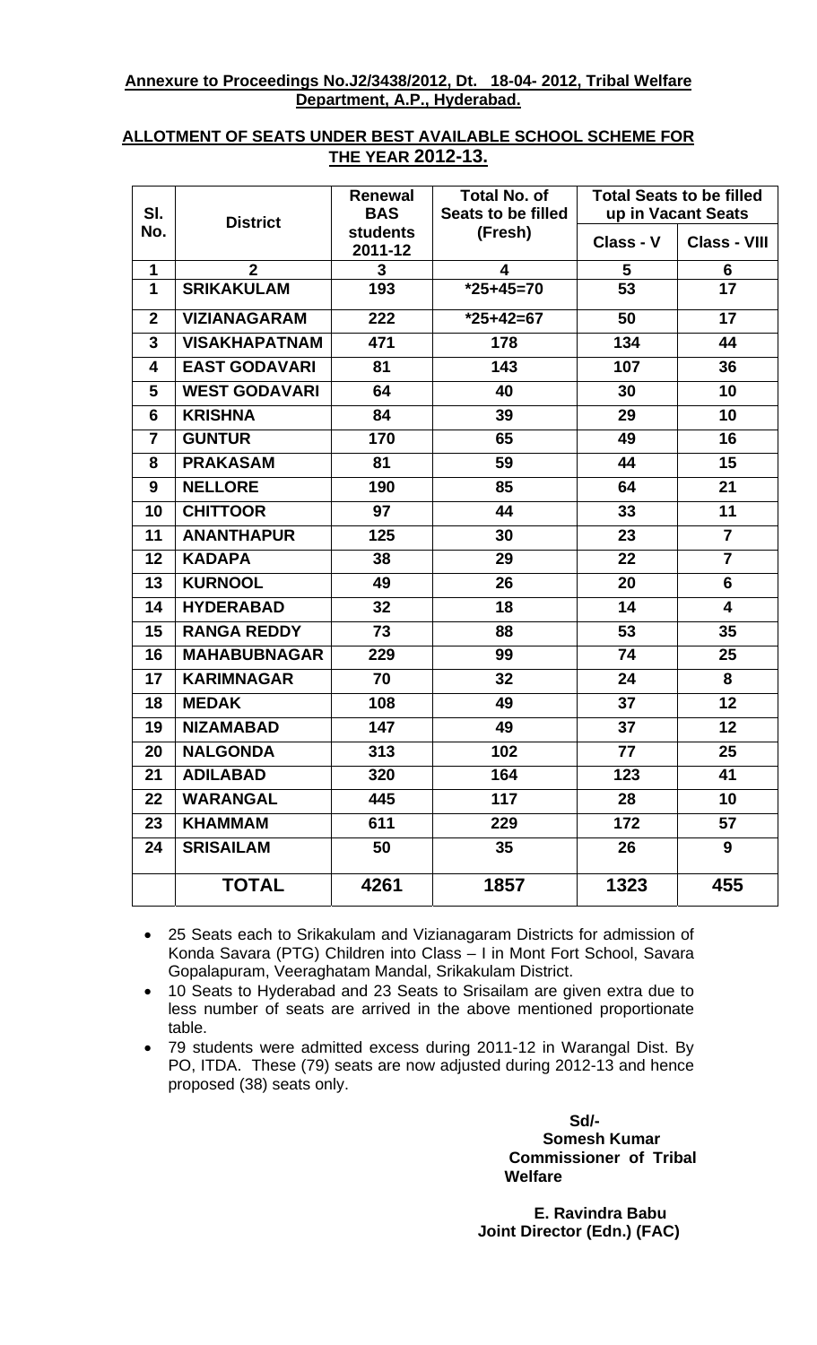**Annexure to Proceedings No.J2/3438/2012, Dt. 18-04- 2012, Tribal Welfare Department, A.P., Hyderabad.**

**ALLOTMENT OF SEATS UNDER BEST AVAILABLE SCHOOL SCHEME FOR THE YEAR 2012-13.**

| Sl. No. | District | Renewal BAS students 2011-12 | Total No. of Seats to be filled (Fresh) | Total Seats to be filled up in Vacant Seats | |
|---|---|---|---|---|---|
| | | | | Class - V | Class - VIII |
| 1 | 2 | 3 | 4 | 5 | 6 |
| 1 | SRIKAKULAM | 193 | *25+45=70 | 53 | 17 |
| 2 | VIZIANAGARAM | 222 | *25+42=67 | 50 | 17 |
| 3 | VISAKHAPATNAM | 471 | 178 | 134 | 44 |
| 4 | EAST GODAVARI | 81 | 143 | 107 | 36 |
| 5 | WEST GODAVARI | 64 | 40 | 30 | 10 |
| 6 | KRISHNA | 84 | 39 | 29 | 10 |
| 7 | GUNTUR | 170 | 65 | 49 | 16 |
| 8 | PRAKASAM | 81 | 59 | 44 | 15 |
| 9 | NELLORE | 190 | 85 | 64 | 21 |
| 10 | CHITTOOR | 97 | 44 | 33 | 11 |
| 11 | ANANTHAPUR | 125 | 30 | 23 | 7 |
| 12 | KADAPA | 38 | 29 | 22 | 7 |
| 13 | KURNOOL | 49 | 26 | 20 | 6 |
| 14 | HYDERABAD | 32 | 18 | 14 | 4 |
| 15 | RANGA REDDY | 73 | 88 | 53 | 35 |
| 16 | MAHABUBNAGAR | 229 | 99 | 74 | 25 |
| 17 | KARIMNAGAR | 70 | 32 | 24 | 8 |
| 18 | MEDAK | 108 | 49 | 37 | 12 |
| 19 | NIZAMABAD | 147 | 49 | 37 | 12 |
| 20 | NALGONDA | 313 | 102 | 77 | 25 |
| 21 | ADILABAD | 320 | 164 | 123 | 41 |
| 22 | WARANGAL | 445 | 117 | 28 | 10 |
| 23 | KHAMMAM | 611 | 229 | 172 | 57 |
| 24 | SRISAILAM | 50 | 35 | 26 | 9 |
| | **TOTAL** | **4261** | **1857** | **1323** | **455** |

- 25 Seats each to Srikakulam and Vizianagaram Districts for admission of Konda Savara (PTG) Children into Class – I in Mont Fort School, Savara Gopalapuram, Veeraghatam Mandal, Srikakulam District.
- 10 Seats to Hyderabad and 23 Seats to Srisailam are given extra due to less number of seats are arrived in the above mentioned proportionate table.
- 79 students were admitted excess during 2011-12 in Warangal Dist. By PO, ITDA. These (79) seats are now adjusted during 2012-13 and hence proposed (38) seats only.

Sd/-
**Somesh Kumar**
**Commissioner of Tribal Welfare**

**E. Ravindra Babu**
**Joint Director (Edn.) (FAC)**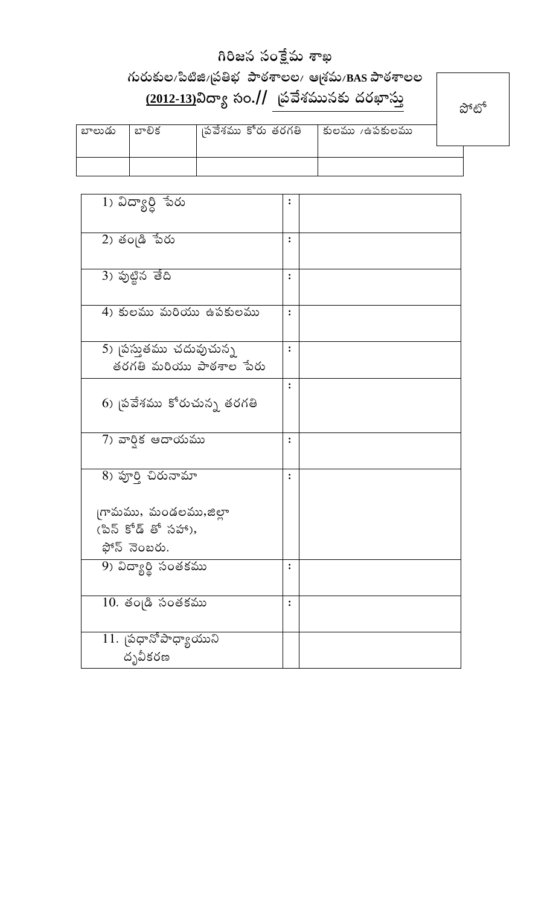# గిరిజన సంక్షేమ శాఖ

## గురుకుల/పిటిజి/ప్రతిభ పాఠశాలల/ ఆశ్రమ/BAS పాఠశాలల

## (2012-13)విద్యా సం.// ప్రవేశమునకు దరఖాస్తు

ఫోటో

| బాలుడు | బాలిక | ప్రవేశము కోరు తరగతి | కులము /ఉపకులము |
|---|---|---|---|
| | | | |

| | | |
|---|---|---|
| 1) విద్యార్థి పేరు | : | |
| 2) తండ్రి పేరు | : | |
| 3) పుట్టిన తేది | : | |
| 4) కులము మరియు ఉపకులము | : | |
| 5) ప్రస్తుతము చదువుచున్న తరగతి మరియు పాఠశాల పేరు | : | |
| 6) ప్రవేశము కోరుచున్న తరగతి | : | |
| 7) వార్షిక ఆదాయము | : | |
| 8) పూర్తి చిరునామా<br>గ్రామము, మండలము,జిల్లా (పిన్ కోడ్ తో సహా), ఫోన్ నెంబరు. | : | |
| 9) విద్యార్థి సంతకము | : | |
| 10. తండ్రి సంతకము | : | |
| 11. ప్రధానోపాధ్యాయుని దృవీకరణ | | |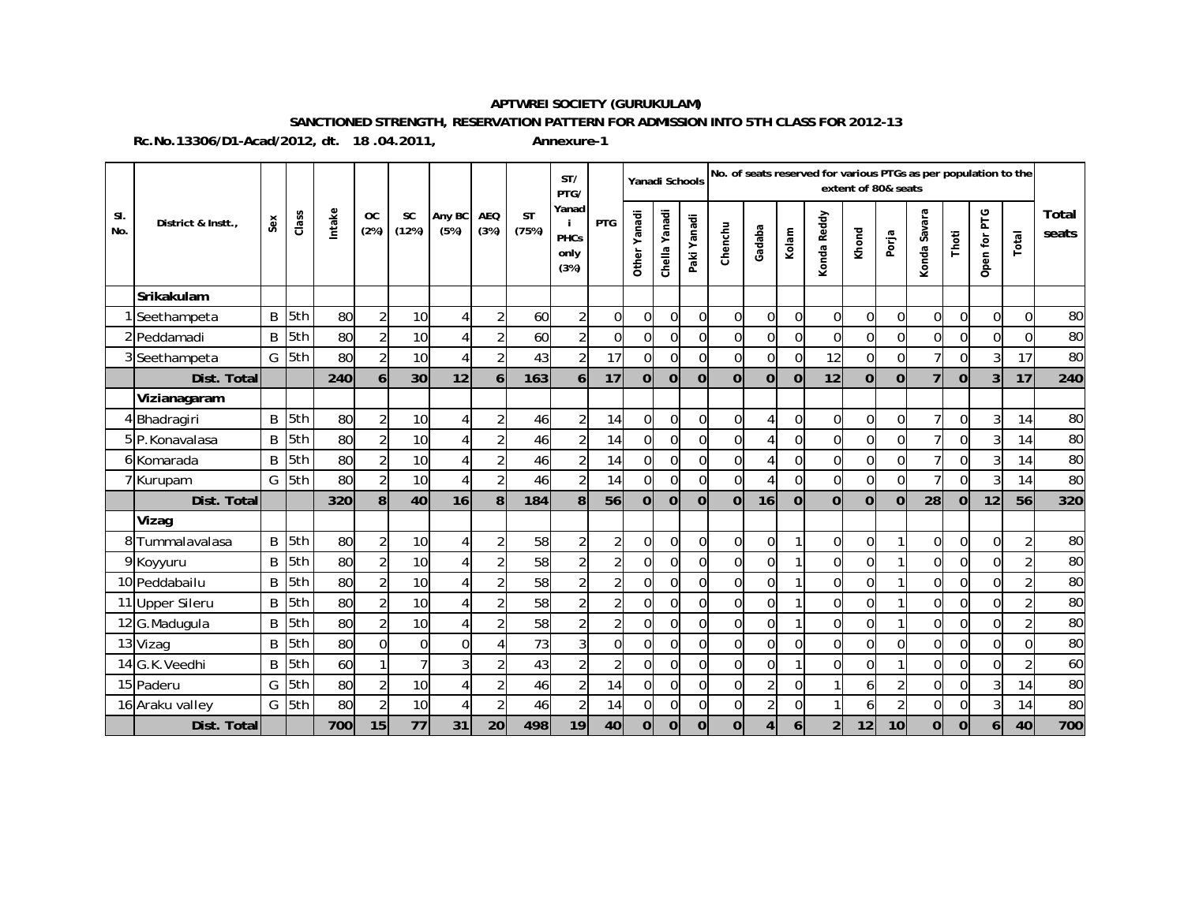**APTWREI SOCIETY (GURUKULAM)**

**SANCTIONED STRENGTH, RESERVATION PATTERN FOR ADMISSION INTO 5TH CLASS FOR 2012-13**

**Rc.No.13306/D1-Acad/2012, dt. 18 .04.2011,** **Annexure-1**

| Sl. No. | District & Instt., | Sex | Class | Intake | OC (2%) | SC (12%) | Any BC (5%) | AEQ (3%) | ST (75%) | ST/ PTG/ Yanadi PHCs only (3%) | PTG | Yanadi Schools | | | No. of seats reserved for various PTGs as per population to the extent of 80& seats | | | | | | | | | | Total seats |
|---|---|---|---|---|---|---|---|---|---|---|---|---|---|---|---|---|---|---|---|---|---|---|---|---|---|
| | | | | | | | | | | | | Other Yanadi | Chella Yanadi | Paki Yanadi | Chenchu | Gadaba | Kolam | Konda Reddy | Khond | Porja | Konda Savara | Thoti | Open for PTG | Total | |
| | **Srikakulam** | | | | | | | | | | | | | | | | | | | | | | | | |
| 1 | Seethampeta | B | 5th | 80 | 2 | 10 | 4 | 2 | 60 | 2 | 0 | 0 | 0 | 0 | 0 | 0 | 0 | 0 | 0 | 0 | 0 | 0 | 0 | 0 | 80 |
| 2 | Peddamadi | B | 5th | 80 | 2 | 10 | 4 | 2 | 60 | 2 | 0 | 0 | 0 | 0 | 0 | 0 | 0 | 0 | 0 | 0 | 0 | 0 | 0 | 0 | 80 |
| 3 | Seethampeta | G | 5th | 80 | 2 | 10 | 4 | 2 | 43 | 2 | 17 | 0 | 0 | 0 | 0 | 0 | 0 | 12 | 0 | 0 | 7 | 0 | 3 | 17 | 80 |
| | **Dist. Total** | | | **240** | **6** | **30** | **12** | **6** | **163** | **6** | **17** | **0** | **0** | **0** | **0** | **0** | **0** | **12** | **0** | **0** | **7** | **0** | **3** | **17** | **240** |
| | **Vizianagaram** | | | | | | | | | | | | | | | | | | | | | | | | |
| 4 | Bhadragiri | B | 5th | 80 | 2 | 10 | 4 | 2 | 46 | 2 | 14 | 0 | 0 | 0 | 0 | 4 | 0 | 0 | 0 | 0 | 7 | 0 | 3 | 14 | 80 |
| 5 | P.Konavalasa | B | 5th | 80 | 2 | 10 | 4 | 2 | 46 | 2 | 14 | 0 | 0 | 0 | 0 | 4 | 0 | 0 | 0 | 0 | 7 | 0 | 3 | 14 | 80 |
| 6 | Komarada | B | 5th | 80 | 2 | 10 | 4 | 2 | 46 | 2 | 14 | 0 | 0 | 0 | 0 | 4 | 0 | 0 | 0 | 0 | 7 | 0 | 3 | 14 | 80 |
| 7 | Kurupam | G | 5th | 80 | 2 | 10 | 4 | 2 | 46 | 2 | 14 | 0 | 0 | 0 | 0 | 4 | 0 | 0 | 0 | 0 | 7 | 0 | 3 | 14 | 80 |
| | **Dist. Total** | | | **320** | **8** | **40** | **16** | **8** | **184** | **8** | **56** | **0** | **0** | **0** | **0** | **16** | **0** | **0** | **0** | **0** | **28** | **0** | **12** | **56** | **320** |
| | **Vizag** | | | | | | | | | | | | | | | | | | | | | | | | |
| 8 | Tummalavalasa | B | 5th | 80 | 2 | 10 | 4 | 2 | 58 | 2 | 2 | 0 | 0 | 0 | 0 | 0 | 1 | 0 | 0 | 1 | 0 | 0 | 0 | 2 | 80 |
| 9 | Koyyuru | B | 5th | 80 | 2 | 10 | 4 | 2 | 58 | 2 | 2 | 0 | 0 | 0 | 0 | 0 | 1 | 0 | 0 | 1 | 0 | 0 | 0 | 2 | 80 |
| 10 | Peddabailu | B | 5th | 80 | 2 | 10 | 4 | 2 | 58 | 2 | 2 | 0 | 0 | 0 | 0 | 0 | 1 | 0 | 0 | 1 | 0 | 0 | 0 | 2 | 80 |
| 11 | Upper Sileru | B | 5th | 80 | 2 | 10 | 4 | 2 | 58 | 2 | 2 | 0 | 0 | 0 | 0 | 0 | 1 | 0 | 0 | 1 | 0 | 0 | 0 | 2 | 80 |
| 12 | G.Madugula | B | 5th | 80 | 2 | 10 | 4 | 2 | 58 | 2 | 2 | 0 | 0 | 0 | 0 | 0 | 1 | 0 | 0 | 1 | 0 | 0 | 0 | 2 | 80 |
| 13 | Vizag | B | 5th | 80 | 0 | 0 | 0 | 4 | 73 | 3 | 0 | 0 | 0 | 0 | 0 | 0 | 0 | 0 | 0 | 0 | 0 | 0 | 0 | 0 | 80 |
| 14 | G.K.Veedhi | B | 5th | 60 | 1 | 7 | 3 | 2 | 43 | 2 | 2 | 0 | 0 | 0 | 0 | 0 | 1 | 0 | 0 | 1 | 0 | 0 | 0 | 2 | 60 |
| 15 | Paderu | G | 5th | 80 | 2 | 10 | 4 | 2 | 46 | 2 | 14 | 0 | 0 | 0 | 0 | 2 | 0 | 1 | 6 | 2 | 0 | 0 | 3 | 14 | 80 |
| 16 | Araku valley | G | 5th | 80 | 2 | 10 | 4 | 2 | 46 | 2 | 14 | 0 | 0 | 0 | 0 | 2 | 0 | 1 | 6 | 2 | 0 | 0 | 3 | 14 | 80 |
| | **Dist. Total** | | | **700** | **15** | **77** | **31** | **20** | **498** | **19** | **40** | **0** | **0** | **0** | **0** | **4** | **6** | **2** | **12** | **10** | **0** | **0** | **6** | **40** | **700** |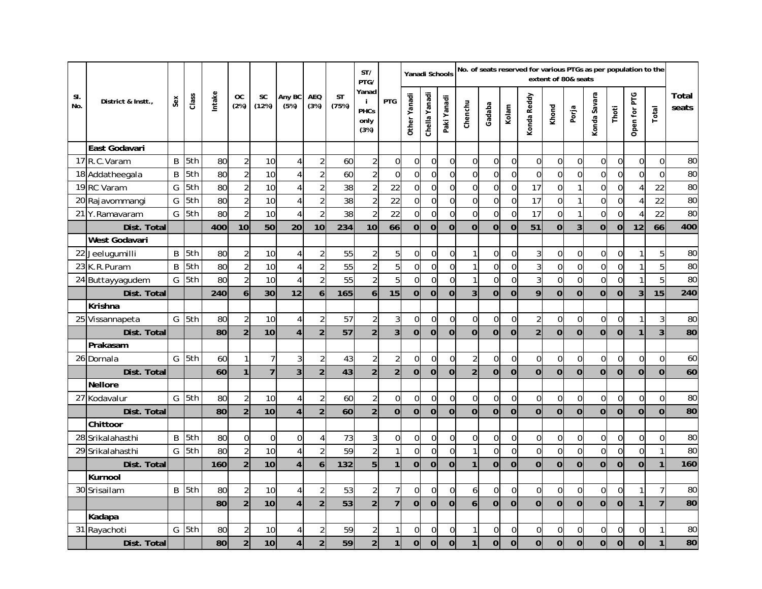| Sl. No. | District & Instt., | Sex | Class | Intake | OC (2%) | SC (12%) | Any BC (5%) | AEQ (3%) | ST (75%) | ST/ PTG/ Yanadi PHCs only (3%) | PTG | Yanadi Schools | | | No. of seats reserved for various PTGs as per population to the extent of 80& seats | | | | | | | | | | Total seats |
|---|---|---|---|---|---|---|---|---|---|---|---|---|---|---|---|---|---|---|---|---|---|---|---|---|---|
| | | | | | | | | | | | | Other Yanadi | Chella Yanadi | Paki Yanadi | Chenchu | Gadaba | Kolam | Konda Reddy | Khond | Porja | Konda Savara | Thoti | Open for PTG | Total | |
| | **East Godavari** | | | | | | | | | | | | | | | | | | | | | | | | |
| 17 | R.C.Varam | B | 5th | 80 | 2 | 10 | 4 | 2 | 60 | 2 | 0 | 0 | 0 | 0 | 0 | 0 | 0 | 0 | 0 | 0 | 0 | 0 | 0 | 0 | 80 |
| 18 | Addatheegala | B | 5th | 80 | 2 | 10 | 4 | 2 | 60 | 2 | 0 | 0 | 0 | 0 | 0 | 0 | 0 | 0 | 0 | 0 | 0 | 0 | 0 | 0 | 80 |
| 19 | RC Varam | G | 5th | 80 | 2 | 10 | 4 | 2 | 38 | 2 | 22 | 0 | 0 | 0 | 0 | 0 | 0 | 17 | 0 | 1 | 0 | 0 | 4 | 22 | 80 |
| 20 | Rajavommangi | G | 5th | 80 | 2 | 10 | 4 | 2 | 38 | 2 | 22 | 0 | 0 | 0 | 0 | 0 | 0 | 17 | 0 | 1 | 0 | 0 | 4 | 22 | 80 |
| 21 | Y.Ramavaram | G | 5th | 80 | 2 | 10 | 4 | 2 | 38 | 2 | 22 | 0 | 0 | 0 | 0 | 0 | 0 | 17 | 0 | 1 | 0 | 0 | 4 | 22 | 80 |
| | **Dist. Total** | | | **400** | **10** | **50** | **20** | **10** | **234** | **10** | **66** | **0** | **0** | **0** | **0** | **0** | **0** | **51** | **0** | **3** | **0** | **0** | **12** | **66** | **400** |
| | **West Godavari** | | | | | | | | | | | | | | | | | | | | | | | | |
| 22 | Jeelugumilli | B | 5th | 80 | 2 | 10 | 4 | 2 | 55 | 2 | 5 | 0 | 0 | 0 | 1 | 0 | 0 | 3 | 0 | 0 | 0 | 0 | 1 | 5 | 80 |
| 23 | K.R.Puram | B | 5th | 80 | 2 | 10 | 4 | 2 | 55 | 2 | 5 | 0 | 0 | 0 | 1 | 0 | 0 | 3 | 0 | 0 | 0 | 0 | 1 | 5 | 80 |
| 24 | Buttayyagudem | G | 5th | 80 | 2 | 10 | 4 | 2 | 55 | 2 | 5 | 0 | 0 | 0 | 1 | 0 | 0 | 3 | 0 | 0 | 0 | 0 | 1 | 5 | 80 |
| | **Dist. Total** | | | **240** | **6** | **30** | **12** | **6** | **165** | **6** | **15** | **0** | **0** | **0** | **3** | **0** | **0** | **9** | **0** | **0** | **0** | **0** | **3** | **15** | **240** |
| | **Krishna** | | | | | | | | | | | | | | | | | | | | | | | | |
| 25 | Vissannapeta | G | 5th | 80 | 2 | 10 | 4 | 2 | 57 | 2 | 3 | 0 | 0 | 0 | 0 | 0 | 0 | 2 | 0 | 0 | 0 | 0 | 1 | 3 | 80 |
| | **Dist. Total** | | | **80** | **2** | **10** | **4** | **2** | **57** | **2** | **3** | **0** | **0** | **0** | **0** | **0** | **0** | **2** | **0** | **0** | **0** | **0** | **1** | **3** | **80** |
| | **Prakasam** | | | | | | | | | | | | | | | | | | | | | | | | |
| 26 | Dornala | G | 5th | 60 | 1 | 7 | 3 | 2 | 43 | 2 | 2 | 0 | 0 | 0 | 2 | 0 | 0 | 0 | 0 | 0 | 0 | 0 | 0 | 0 | 60 |
| | **Dist. Total** | | | **60** | **1** | **7** | **3** | **2** | **43** | **2** | **2** | **0** | **0** | **0** | **2** | **0** | **0** | **0** | **0** | **0** | **0** | **0** | **0** | **0** | **60** |
| | **Nellore** | | | | | | | | | | | | | | | | | | | | | | | | |
| 27 | Kodavalur | G | 5th | 80 | 2 | 10 | 4 | 2 | 60 | 2 | 0 | 0 | 0 | 0 | 0 | 0 | 0 | 0 | 0 | 0 | 0 | 0 | 0 | 0 | 80 |
| | **Dist. Total** | | | **80** | **2** | **10** | **4** | **2** | **60** | **2** | **0** | **0** | **0** | **0** | **0** | **0** | **0** | **0** | **0** | **0** | **0** | **0** | **0** | **0** | **80** |
| | **Chittoor** | | | | | | | | | | | | | | | | | | | | | | | | |
| 28 | Srikalahasthi | B | 5th | 80 | 0 | 0 | 0 | 4 | 73 | 3 | 0 | 0 | 0 | 0 | 0 | 0 | 0 | 0 | 0 | 0 | 0 | 0 | 0 | 0 | 80 |
| 29 | Srikalahasthi | G | 5th | 80 | 2 | 10 | 4 | 2 | 59 | 2 | 1 | 0 | 0 | 0 | 1 | 0 | 0 | 0 | 0 | 0 | 0 | 0 | 0 | 1 | 80 |
| | **Dist. Total** | | | **160** | **2** | **10** | **4** | **6** | **132** | **5** | **1** | **0** | **0** | **0** | **1** | **0** | **0** | **0** | **0** | **0** | **0** | **0** | **0** | **1** | **160** |
| | **Kurnool** | | | | | | | | | | | | | | | | | | | | | | | | |
| 30 | Srisailam | B | 5th | 80 | 2 | 10 | 4 | 2 | 53 | 2 | 7 | 0 | 0 | 0 | 6 | 0 | 0 | 0 | 0 | 0 | 0 | 0 | 1 | 7 | 80 |
| | | | | **80** | **2** | **10** | **4** | **2** | **53** | **2** | **7** | **0** | **0** | **0** | **6** | **0** | **0** | **0** | **0** | **0** | **0** | **0** | **1** | **7** | **80** |
| | **Kadapa** | | | | | | | | | | | | | | | | | | | | | | | | |
| 31 | Rayachoti | G | 5th | 80 | 2 | 10 | 4 | 2 | 59 | 2 | 1 | 0 | 0 | 0 | 1 | 0 | 0 | 0 | 0 | 0 | 0 | 0 | 0 | 1 | 80 |
| | **Dist. Total** | | | **80** | **2** | **10** | **4** | **2** | **59** | **2** | **1** | **0** | **0** | **0** | **1** | **0** | **0** | **0** | **0** | **0** | **0** | **0** | **0** | **1** | **80** |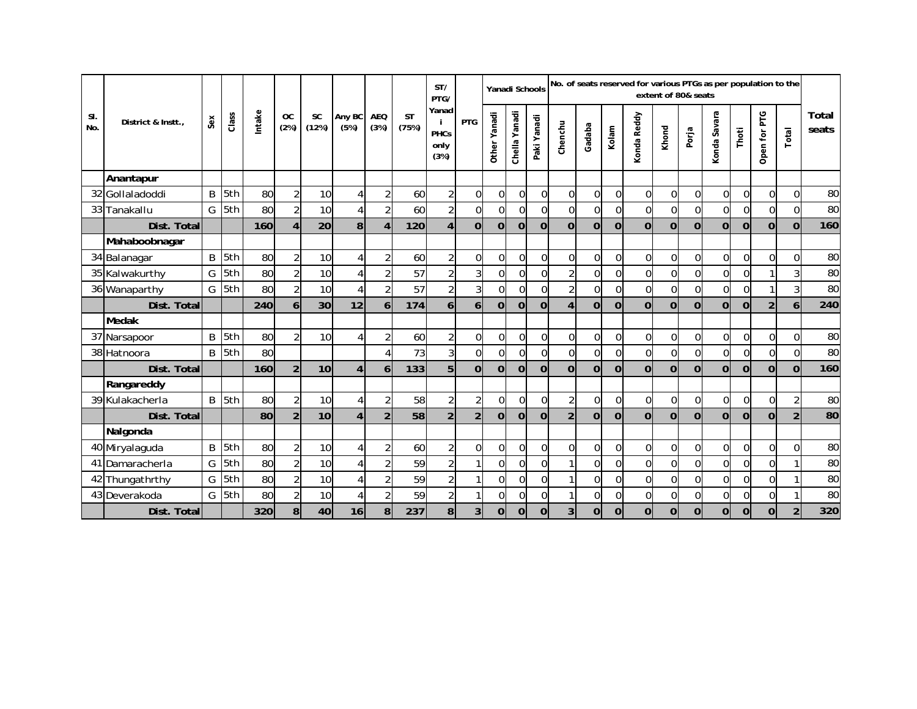| Sl. No. | District & Instt., | Sex | Class | Intake | OC (2%) | SC (12%) | Any BC (5%) | AEQ (3%) | ST (75%) | ST/ PTG/ Yanadi PHCs only (3%) | PTG | Yanadi Schools | | | No. of seats reserved for various PTGs as per population to the extent of 80& seats | | | | | | | | | | Total seats |
|---|---|---|---|---|---|---|---|---|---|---|---|---|---|---|---|---|---|---|---|---|---|---|---|---|---|
| | | | | | | | | | | | | Other Yanadi | Chella Yanadi | Paki Yanadi | Chenchu | Gadaba | Kolam | Konda Reddy | Khond | Porja | Konda Savara | Thoti | Open for PTG | Total | |
| | **Anantapur** | | | | | | | | | | | | | | | | | | | | | | | | |
| 32 | Gollaladoddi | B | 5th | 80 | 2 | 10 | 4 | 2 | 60 | 2 | 0 | 0 | 0 | 0 | 0 | 0 | 0 | 0 | 0 | 0 | 0 | 0 | 0 | 0 | 80 |
| 33 | Tanakallu | G | 5th | 80 | 2 | 10 | 4 | 2 | 60 | 2 | 0 | 0 | 0 | 0 | 0 | 0 | 0 | 0 | 0 | 0 | 0 | 0 | 0 | 0 | 80 |
| | **Dist. Total** | | | **160** | **4** | **20** | **8** | **4** | **120** | **4** | **0** | **0** | **0** | **0** | **0** | **0** | **0** | **0** | **0** | **0** | **0** | **0** | **0** | **0** | **160** |
| | **Mahaboobnagar** | | | | | | | | | | | | | | | | | | | | | | | | |
| 34 | Balanagar | B | 5th | 80 | 2 | 10 | 4 | 2 | 60 | 2 | 0 | 0 | 0 | 0 | 0 | 0 | 0 | 0 | 0 | 0 | 0 | 0 | 0 | 0 | 80 |
| 35 | Kalwakurthy | G | 5th | 80 | 2 | 10 | 4 | 2 | 57 | 2 | 3 | 0 | 0 | 0 | 2 | 0 | 0 | 0 | 0 | 0 | 0 | 0 | 1 | 3 | 80 |
| 36 | Wanaparthy | G | 5th | 80 | 2 | 10 | 4 | 2 | 57 | 2 | 3 | 0 | 0 | 0 | 2 | 0 | 0 | 0 | 0 | 0 | 0 | 0 | 1 | 3 | 80 |
| | **Dist. Total** | | | **240** | **6** | **30** | **12** | **6** | **174** | **6** | **6** | **0** | **0** | **0** | **4** | **0** | **0** | **0** | **0** | **0** | **0** | **0** | **2** | **6** | **240** |
| | **Medak** | | | | | | | | | | | | | | | | | | | | | | | | |
| 37 | Narsapoor | B | 5th | 80 | 2 | 10 | 4 | 2 | 60 | 2 | 0 | 0 | 0 | 0 | 0 | 0 | 0 | 0 | 0 | 0 | 0 | 0 | 0 | 0 | 80 |
| 38 | Hatnoora | B | 5th | 80 | | | | 4 | 73 | 3 | 0 | 0 | 0 | 0 | 0 | 0 | 0 | 0 | 0 | 0 | 0 | 0 | 0 | 0 | 80 |
| | **Dist. Total** | | | **160** | **2** | **10** | **4** | **6** | **133** | **5** | **0** | **0** | **0** | **0** | **0** | **0** | **0** | **0** | **0** | **0** | **0** | **0** | **0** | **0** | **160** |
| | **Rangareddy** | | | | | | | | | | | | | | | | | | | | | | | | |
| 39 | Kulakacherla | B | 5th | 80 | 2 | 10 | 4 | 2 | 58 | 2 | 2 | 0 | 0 | 0 | 2 | 0 | 0 | 0 | 0 | 0 | 0 | 0 | 0 | 2 | 80 |
| | **Dist. Total** | | | **80** | **2** | **10** | **4** | **2** | **58** | **2** | **2** | **0** | **0** | **0** | **2** | **0** | **0** | **0** | **0** | **0** | **0** | **0** | **0** | **2** | **80** |
| | **Nalgonda** | | | | | | | | | | | | | | | | | | | | | | | | |
| 40 | Miryalaguda | B | 5th | 80 | 2 | 10 | 4 | 2 | 60 | 2 | 0 | 0 | 0 | 0 | 0 | 0 | 0 | 0 | 0 | 0 | 0 | 0 | 0 | 0 | 80 |
| 41 | Damaracherla | G | 5th | 80 | 2 | 10 | 4 | 2 | 59 | 2 | 1 | 0 | 0 | 0 | 1 | 0 | 0 | 0 | 0 | 0 | 0 | 0 | 0 | 1 | 80 |
| 42 | Thungathrthy | G | 5th | 80 | 2 | 10 | 4 | 2 | 59 | 2 | 1 | 0 | 0 | 0 | 1 | 0 | 0 | 0 | 0 | 0 | 0 | 0 | 0 | 1 | 80 |
| 43 | Deverakoda | G | 5th | 80 | 2 | 10 | 4 | 2 | 59 | 2 | 1 | 0 | 0 | 0 | 1 | 0 | 0 | 0 | 0 | 0 | 0 | 0 | 0 | 1 | 80 |
| | **Dist. Total** | | | **320** | **8** | **40** | **16** | **8** | **237** | **8** | **3** | **0** | **0** | **0** | **3** | **0** | **0** | **0** | **0** | **0** | **0** | **0** | **0** | **2** | **320** |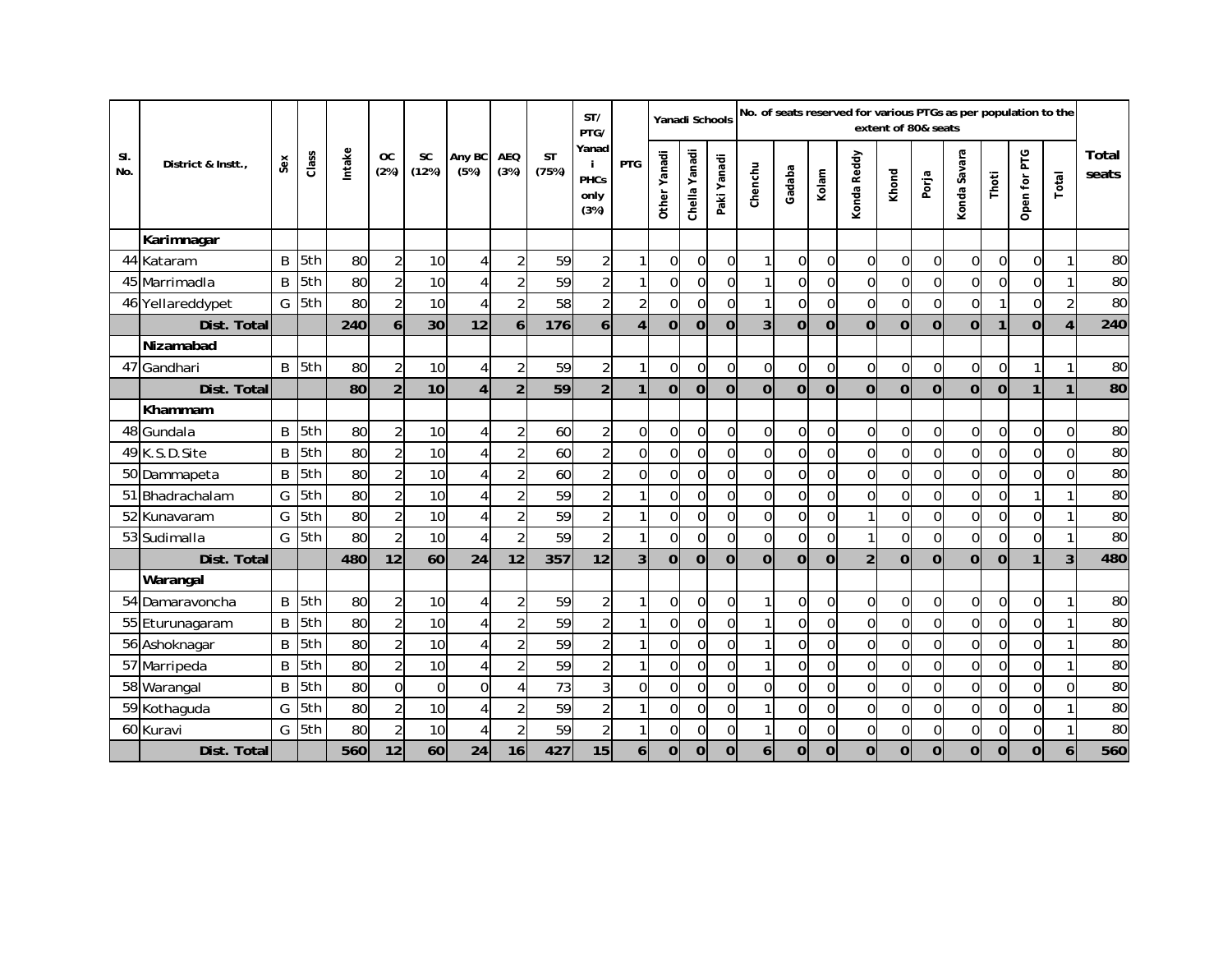| Sl. No. | District & Instt., | Sex | Class | Intake | OC (2%) | SC (12%) | Any BC (5%) | AEQ (3%) | ST (75%) | ST/ PTG/ Yanadi PHCs only (3%) | PTG | Yanadi Schools | | | No. of seats reserved for various PTGs as per population to the extent of 80& seats | | | | | | | | | | Total seats |
|---|---|---|---|---|---|---|---|---|---|---|---|---|---|---|---|---|---|---|---|---|---|---|---|---|---|
| | | | | | | | | | | | | Other Yanadi | Chella Yanadi | Paki Yanadi | Chenchu | Gadaba | Kolam | Konda Reddy | Khond | Porja | Konda Savara | Thoti | Open for PTG | Total | |
| | **Karimnagar** | | | | | | | | | | | | | | | | | | | | | | | | |
| 44 | Kataram | B | 5th | 80 | 2 | 10 | 4 | 2 | 59 | 2 | 1 | 0 | 0 | 0 | 1 | 0 | 0 | 0 | 0 | 0 | 0 | 0 | 0 | 1 | 80 |
| 45 | Marrimadla | B | 5th | 80 | 2 | 10 | 4 | 2 | 59 | 2 | 1 | 0 | 0 | 0 | 1 | 0 | 0 | 0 | 0 | 0 | 0 | 0 | 0 | 1 | 80 |
| 46 | Yellareddypet | G | 5th | 80 | 2 | 10 | 4 | 2 | 58 | 2 | 2 | 0 | 0 | 0 | 1 | 0 | 0 | 0 | 0 | 0 | 0 | 1 | 0 | 2 | 80 |
| | **Dist. Total** | | | **240** | **6** | **30** | **12** | **6** | **176** | **6** | **4** | **0** | **0** | **0** | **3** | **0** | **0** | **0** | **0** | **0** | **0** | **1** | **0** | **4** | **240** |
| | **Nizamabad** | | | | | | | | | | | | | | | | | | | | | | | | |
| 47 | Gandhari | B | 5th | 80 | 2 | 10 | 4 | 2 | 59 | 2 | 1 | 0 | 0 | 0 | 0 | 0 | 0 | 0 | 0 | 0 | 0 | 0 | 1 | 1 | 80 |
| | **Dist. Total** | | | **80** | **2** | **10** | **4** | **2** | **59** | **2** | **1** | **0** | **0** | **0** | **0** | **0** | **0** | **0** | **0** | **0** | **0** | **0** | **1** | **1** | **80** |
| | **Khammam** | | | | | | | | | | | | | | | | | | | | | | | | |
| 48 | Gundala | B | 5th | 80 | 2 | 10 | 4 | 2 | 60 | 2 | 0 | 0 | 0 | 0 | 0 | 0 | 0 | 0 | 0 | 0 | 0 | 0 | 0 | 0 | 80 |
| 49 | K.S.D.Site | B | 5th | 80 | 2 | 10 | 4 | 2 | 60 | 2 | 0 | 0 | 0 | 0 | 0 | 0 | 0 | 0 | 0 | 0 | 0 | 0 | 0 | 0 | 80 |
| 50 | Dammapeta | B | 5th | 80 | 2 | 10 | 4 | 2 | 60 | 2 | 0 | 0 | 0 | 0 | 0 | 0 | 0 | 0 | 0 | 0 | 0 | 0 | 0 | 0 | 80 |
| 51 | Bhadrachalam | G | 5th | 80 | 2 | 10 | 4 | 2 | 59 | 2 | 1 | 0 | 0 | 0 | 0 | 0 | 0 | 0 | 0 | 0 | 0 | 0 | 1 | 1 | 80 |
| 52 | Kunavaram | G | 5th | 80 | 2 | 10 | 4 | 2 | 59 | 2 | 1 | 0 | 0 | 0 | 0 | 0 | 0 | 1 | 0 | 0 | 0 | 0 | 0 | 1 | 80 |
| 53 | Sudimalla | G | 5th | 80 | 2 | 10 | 4 | 2 | 59 | 2 | 1 | 0 | 0 | 0 | 0 | 0 | 0 | 1 | 0 | 0 | 0 | 0 | 0 | 1 | 80 |
| | **Dist. Total** | | | **480** | **12** | **60** | **24** | **12** | **357** | **12** | **3** | **0** | **0** | **0** | **0** | **0** | **0** | **2** | **0** | **0** | **0** | **0** | **1** | **3** | **480** |
| | **Warangal** | | | | | | | | | | | | | | | | | | | | | | | | |
| 54 | Damaravoncha | B | 5th | 80 | 2 | 10 | 4 | 2 | 59 | 2 | 1 | 0 | 0 | 0 | 1 | 0 | 0 | 0 | 0 | 0 | 0 | 0 | 0 | 1 | 80 |
| 55 | Eturunagaram | B | 5th | 80 | 2 | 10 | 4 | 2 | 59 | 2 | 1 | 0 | 0 | 0 | 1 | 0 | 0 | 0 | 0 | 0 | 0 | 0 | 0 | 1 | 80 |
| 56 | Ashoknagar | B | 5th | 80 | 2 | 10 | 4 | 2 | 59 | 2 | 1 | 0 | 0 | 0 | 1 | 0 | 0 | 0 | 0 | 0 | 0 | 0 | 0 | 1 | 80 |
| 57 | Marripeda | B | 5th | 80 | 2 | 10 | 4 | 2 | 59 | 2 | 1 | 0 | 0 | 0 | 1 | 0 | 0 | 0 | 0 | 0 | 0 | 0 | 0 | 1 | 80 |
| 58 | Warangal | B | 5th | 80 | 0 | 0 | 0 | 4 | 73 | 3 | 0 | 0 | 0 | 0 | 0 | 0 | 0 | 0 | 0 | 0 | 0 | 0 | 0 | 0 | 80 |
| 59 | Kothaguda | G | 5th | 80 | 2 | 10 | 4 | 2 | 59 | 2 | 1 | 0 | 0 | 0 | 1 | 0 | 0 | 0 | 0 | 0 | 0 | 0 | 0 | 1 | 80 |
| 60 | Kuravi | G | 5th | 80 | 2 | 10 | 4 | 2 | 59 | 2 | 1 | 0 | 0 | 0 | 1 | 0 | 0 | 0 | 0 | 0 | 0 | 0 | 0 | 1 | 80 |
| | **Dist. Total** | | | **560** | **12** | **60** | **24** | **16** | **427** | **15** | **6** | **0** | **0** | **0** | **6** | **0** | **0** | **0** | **0** | **0** | **0** | **0** | **0** | **6** | **560** |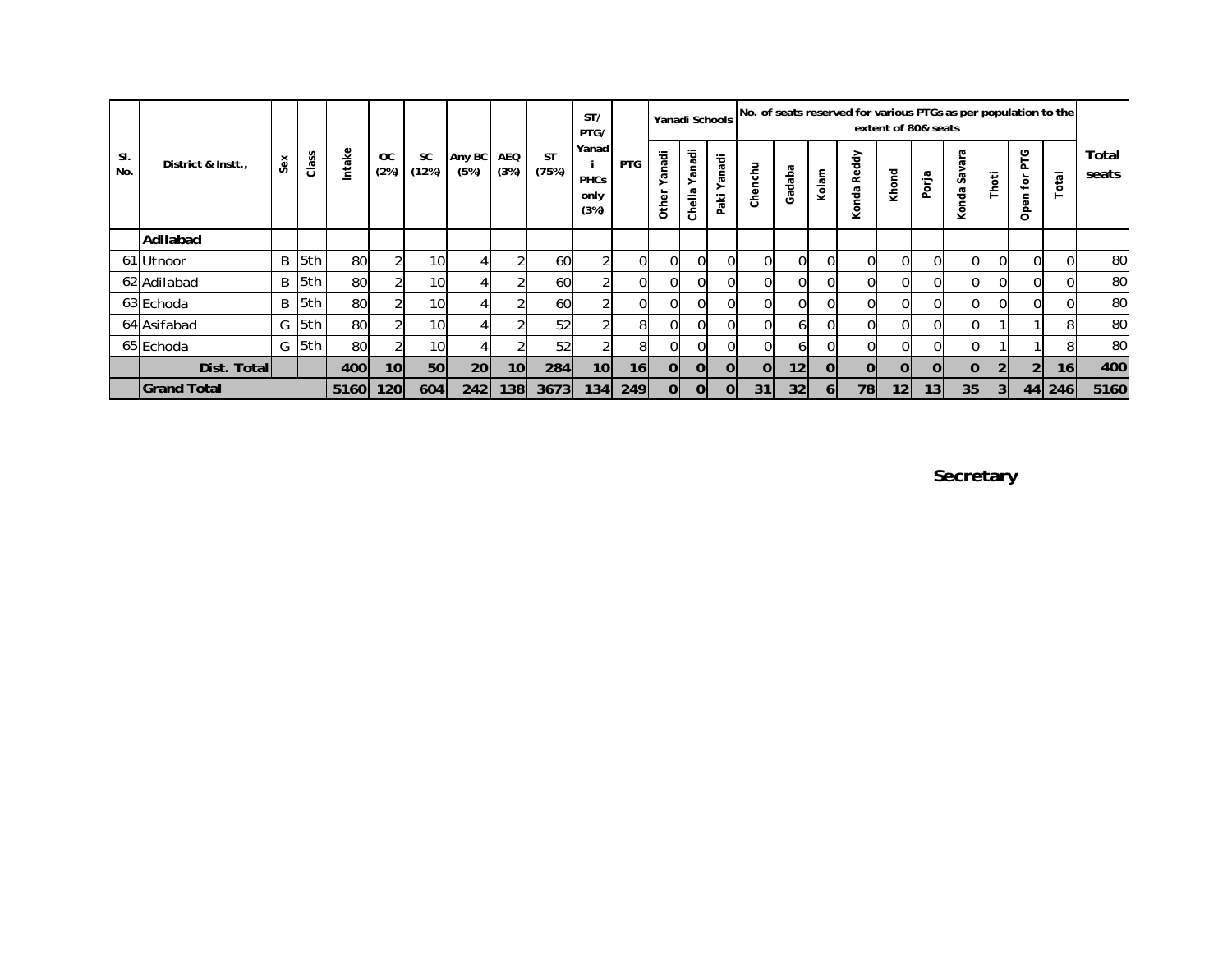| Sl. No. | District & Instt., | Sex | Class | Intake | OC (2%) | SC (12%) | Any BC (5%) | AEQ (3%) | ST (75%) | ST/ PTG/ Yanadi PHCs only (3%) | PTG | Yanadi Schools | | | No. of seats reserved for various PTGs as per population to the extent of 80& seats | | | | | | | | | | Total seats |
|---|---|---|---|---|---|---|---|---|---|---|---|---|---|---|---|---|---|---|---|---|---|---|---|---|---|
| | | | | | | | | | | | | Other Yanadi | Chella Yanadi | Paki Yanadi | Chenchu | Gadaba | Kolam | Konda Reddy | Khond | Porja | Konda Savara | Thoti | Open for PTG | Total | |
| | **Adilabad** | | | | | | | | | | | | | | | | | | | | | | | | |
| 61 | Utnoor | B | 5th | 80 | 2 | 10 | 4 | 2 | 60 | 2 | 0 | 0 | 0 | 0 | 0 | 0 | 0 | 0 | 0 | 0 | 0 | 0 | 0 | 0 | 80 |
| 62 | Adilabad | B | 5th | 80 | 2 | 10 | 4 | 2 | 60 | 2 | 0 | 0 | 0 | 0 | 0 | 0 | 0 | 0 | 0 | 0 | 0 | 0 | 0 | 0 | 80 |
| 63 | Echoda | B | 5th | 80 | 2 | 10 | 4 | 2 | 60 | 2 | 0 | 0 | 0 | 0 | 0 | 0 | 0 | 0 | 0 | 0 | 0 | 0 | 0 | 0 | 80 |
| 64 | Asifabad | G | 5th | 80 | 2 | 10 | 4 | 2 | 52 | 2 | 8 | 0 | 0 | 0 | 0 | 6 | 0 | 0 | 0 | 0 | 0 | 1 | 1 | 8 | 80 |
| 65 | Echoda | G | 5th | 80 | 2 | 10 | 4 | 2 | 52 | 2 | 8 | 0 | 0 | 0 | 0 | 6 | 0 | 0 | 0 | 0 | 0 | 1 | 1 | 8 | 80 |
| | **Dist. Total** | | | **400** | **10** | **50** | **20** | **10** | **284** | **10** | **16** | **0** | **0** | **0** | **0** | **12** | **0** | **0** | **0** | **0** | **0** | **2** | **2** | **16** | **400** |
| | **Grand Total** | | | **5160** | **120** | **604** | **242** | **138** | **3673** | **134** | **249** | **0** | **0** | **0** | **31** | **32** | **6** | **78** | **12** | **13** | **35** | **3** | **44** | **246** | **5160** |

**Secretary**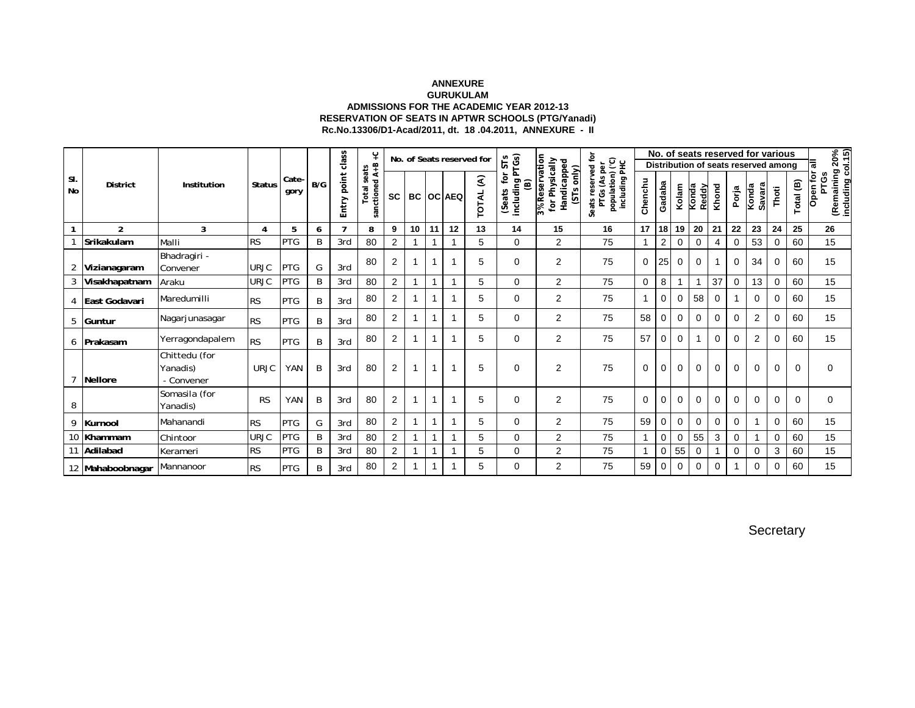**ANNEXURE**
**GURUKULAM**
**ADMISSIONS FOR THE ACADEMIC YEAR 2012-13**
**RESERVATION OF SEATS IN APTWR SCHOOLS (PTG/Yanadi)**
**Rc.No.13306/D1-Acad/2011, dt. 18 .04.2011, ANNEXURE - II**

| Sl. No | District | Institution | Status | Cate-gory | B/G | Entry point class | Total seats sanctioned A+B +C | No. of Seats reserved for | | | | | (Seats for STs including PTGs) (B) | 3% Reservation for Physically Handicapped (STs only) | Seats reserved for PTGs (As per population) (C) including PHC | No. of seats reserved for various Distribution of seats reserved among | | | | | | | | | Open for all PTGs (Remaining 20% including col.15) |
|---|---|---|---|---|---|---|---|---|---|---|---|---|---|---|---|---|---|---|---|---|---|---|---|---|---|
| | | | | | | | | SC | BC | OC | AEQ | TOTAL (A) | | | | Chenchu | Gadaba | Kolam | Konda Reddy | Khond | Porja | Konda Savara | Thoti | Total (B) | |
| 1 | 2 | 3 | 4 | 5 | 6 | 7 | 8 | 9 | 10 | 11 | 12 | 13 | 14 | 15 | 16 | 17 | 18 | 19 | 20 | 21 | 22 | 23 | 24 | 25 | 26 |
| 1 | **Srikakulam** | Malli | RS | PTG | B | 3rd | 80 | 2 | 1 | 1 | 1 | 5 | 0 | 2 | 75 | 1 | 2 | 0 | 0 | 4 | 0 | 53 | 0 | 60 | 15 |
| 2 | **Vizianagaram** | Bhadragiri - Convener | URJC | PTG | G | 3rd | 80 | 2 | 1 | 1 | 1 | 5 | 0 | 2 | 75 | 0 | 25 | 0 | 0 | 1 | 0 | 34 | 0 | 60 | 15 |
| 3 | **Visakhapatnam** | Araku | URJC | PTG | B | 3rd | 80 | 2 | 1 | 1 | 1 | 5 | 0 | 2 | 75 | 0 | 8 | 1 | 1 | 37 | 0 | 13 | 0 | 60 | 15 |
| 4 | **East Godavari** | Maredumilli | RS | PTG | B | 3rd | 80 | 2 | 1 | 1 | 1 | 5 | 0 | 2 | 75 | 1 | 0 | 0 | 58 | 0 | 1 | 0 | 0 | 60 | 15 |
| 5 | **Guntur** | Nagarjunasagar | RS | PTG | B | 3rd | 80 | 2 | 1 | 1 | 1 | 5 | 0 | 2 | 75 | 58 | 0 | 0 | 0 | 0 | 0 | 2 | 0 | 60 | 15 |
| 6 | **Prakasam** | Yerragondapalem | RS | PTG | B | 3rd | 80 | 2 | 1 | 1 | 1 | 5 | 0 | 2 | 75 | 57 | 0 | 0 | 1 | 0 | 0 | 2 | 0 | 60 | 15 |
| 7 | **Nellore** | Chittedu (for Yanadis) - Convener | URJC | YAN | B | 3rd | 80 | 2 | 1 | 1 | 1 | 5 | 0 | 2 | 75 | 0 | 0 | 0 | 0 | 0 | 0 | 0 | 0 | 0 | 0 |
| 8 | | Somasila (for Yanadis) | RS | YAN | B | 3rd | 80 | 2 | 1 | 1 | 1 | 5 | 0 | 2 | 75 | 0 | 0 | 0 | 0 | 0 | 0 | 0 | 0 | 0 | 0 |
| 9 | **Kurnool** | Mahanandi | RS | PTG | G | 3rd | 80 | 2 | 1 | 1 | 1 | 5 | 0 | 2 | 75 | 59 | 0 | 0 | 0 | 0 | 0 | 1 | 0 | 60 | 15 |
| 10 | **Khammam** | Chintoor | URJC | PTG | B | 3rd | 80 | 2 | 1 | 1 | 1 | 5 | 0 | 2 | 75 | 1 | 0 | 0 | 55 | 3 | 0 | 1 | 0 | 60 | 15 |
| 11 | **Adilabad** | Kerameri | RS | PTG | B | 3rd | 80 | 2 | 1 | 1 | 1 | 5 | 0 | 2 | 75 | 1 | 0 | 55 | 0 | 1 | 0 | 0 | 3 | 60 | 15 |
| 12 | **Mahaboobnagar** | Mannanoor | RS | PTG | B | 3rd | 80 | 2 | 1 | 1 | 1 | 5 | 0 | 2 | 75 | 59 | 0 | 0 | 0 | 0 | 1 | 0 | 0 | 60 | 15 |

Secretary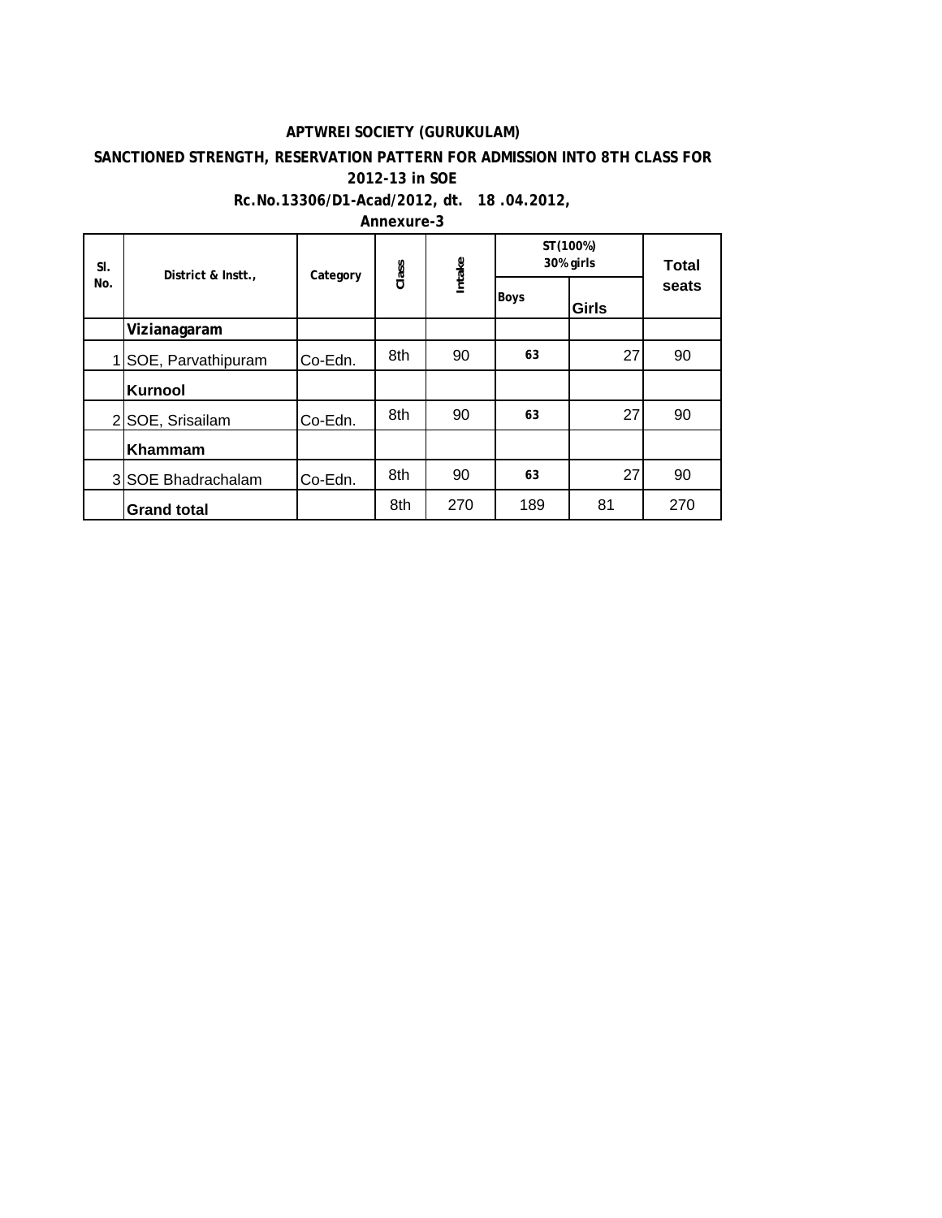**APTWREI SOCIETY (GURUKULAM)**

**SANCTIONED STRENGTH, RESERVATION PATTERN FOR ADMISSION INTO 8TH CLASS FOR 2012-13 in SOE**

**Rc.No.13306/D1-Acad/2012, dt. 18 .04.2012,**

**Annexure-3**

| Sl. No. | District & Instt., | Category | Class | Intake | ST(100%) 30% girls | | Total seats |
|---|---|---|---|---|---|---|---|
| | | | | | Boys | Girls | |
| | **Vizianagaram** | | | | | | |
| 1 | SOE, Parvathipuram | Co-Edn. | 8th | 90 | 63 | 27 | 90 |
| | **Kurnool** | | | | | | |
| 2 | SOE, Srisailam | Co-Edn. | 8th | 90 | 63 | 27 | 90 |
| | **Khammam** | | | | | | |
| 3 | SOE Bhadrachalam | Co-Edn. | 8th | 90 | 63 | 27 | 90 |
| | **Grand total** | | 8th | 270 | 189 | 81 | 270 |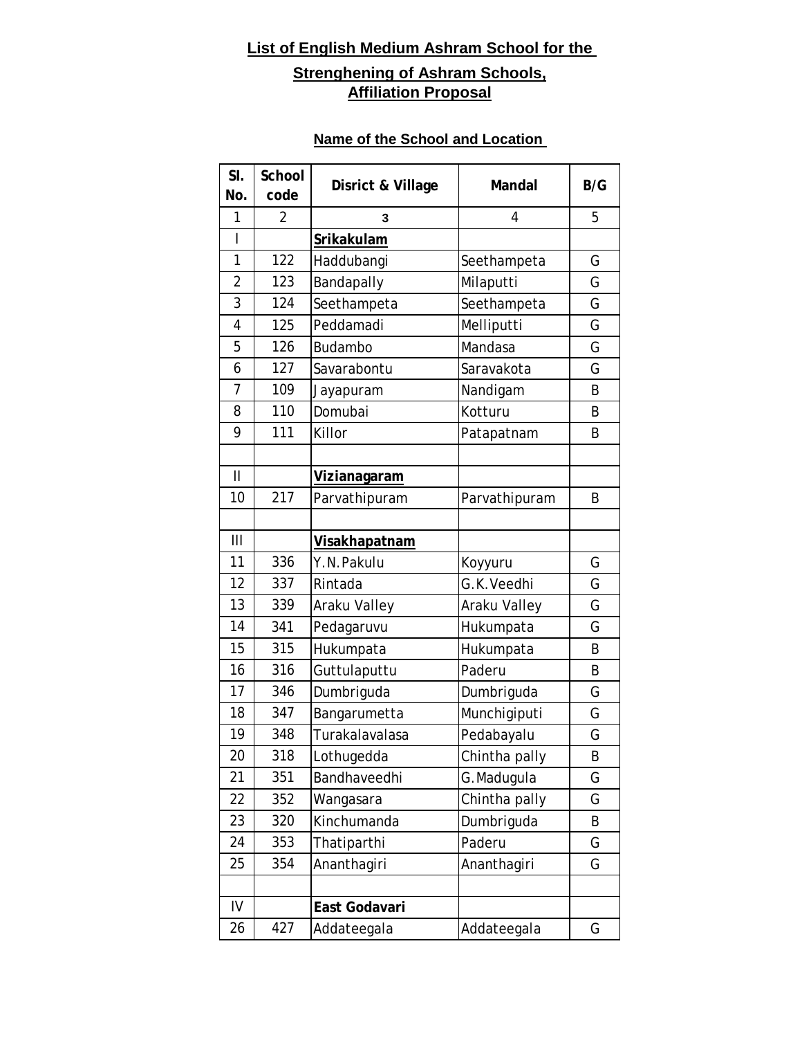**List of English Medium Ashram School for the**

**Strenghening of Ashram Schools,**
**Affiliation Proposal**

**Name of the School and Location**

| Sl. No. | School code | Disrict & Village | Mandal | B/G |
|---|---|---|---|---|
| 1 | 2 | 3 | 4 | 5 |
| I | | **Srikakulam** | | |
| 1 | 122 | Haddubangi | Seethampeta | G |
| 2 | 123 | Bandapally | Milaputti | G |
| 3 | 124 | Seethampeta | Seethampeta | G |
| 4 | 125 | Peddamadi | Melliputti | G |
| 5 | 126 | Budambo | Mandasa | G |
| 6 | 127 | Savarabontu | Saravakota | G |
| 7 | 109 | Jayapuram | Nandigam | B |
| 8 | 110 | Domubai | Kotturu | B |
| 9 | 111 | Killor | Patapatnam | B |
| | | | | |
| II | | **Vizianagaram** | | |
| 10 | 217 | Parvathipuram | Parvathipuram | B |
| | | | | |
| III | | **Visakhapatnam** | | |
| 11 | 336 | Y.N.Pakulu | Koyyuru | G |
| 12 | 337 | Rintada | G.K.Veedhi | G |
| 13 | 339 | Araku Valley | Araku Valley | G |
| 14 | 341 | Pedagaruvu | Hukumpata | G |
| 15 | 315 | Hukumpata | Hukumpata | B |
| 16 | 316 | Guttulaputtu | Paderu | B |
| 17 | 346 | Dumbriguda | Dumbriguda | G |
| 18 | 347 | Bangarumetta | Munchigiputi | G |
| 19 | 348 | Turakalavalasa | Pedabayalu | G |
| 20 | 318 | Lothugedda | Chintha pally | B |
| 21 | 351 | Bandhaveedhi | G.Madugula | G |
| 22 | 352 | Wangasara | Chintha pally | G |
| 23 | 320 | Kinchumanda | Dumbriguda | B |
| 24 | 353 | Thatiparthi | Paderu | G |
| 25 | 354 | Ananthagiri | Ananthagiri | G |
| | | | | |
| IV | | **East Godavari** | | |
| 26 | 427 | Addateegala | Addateegala | G |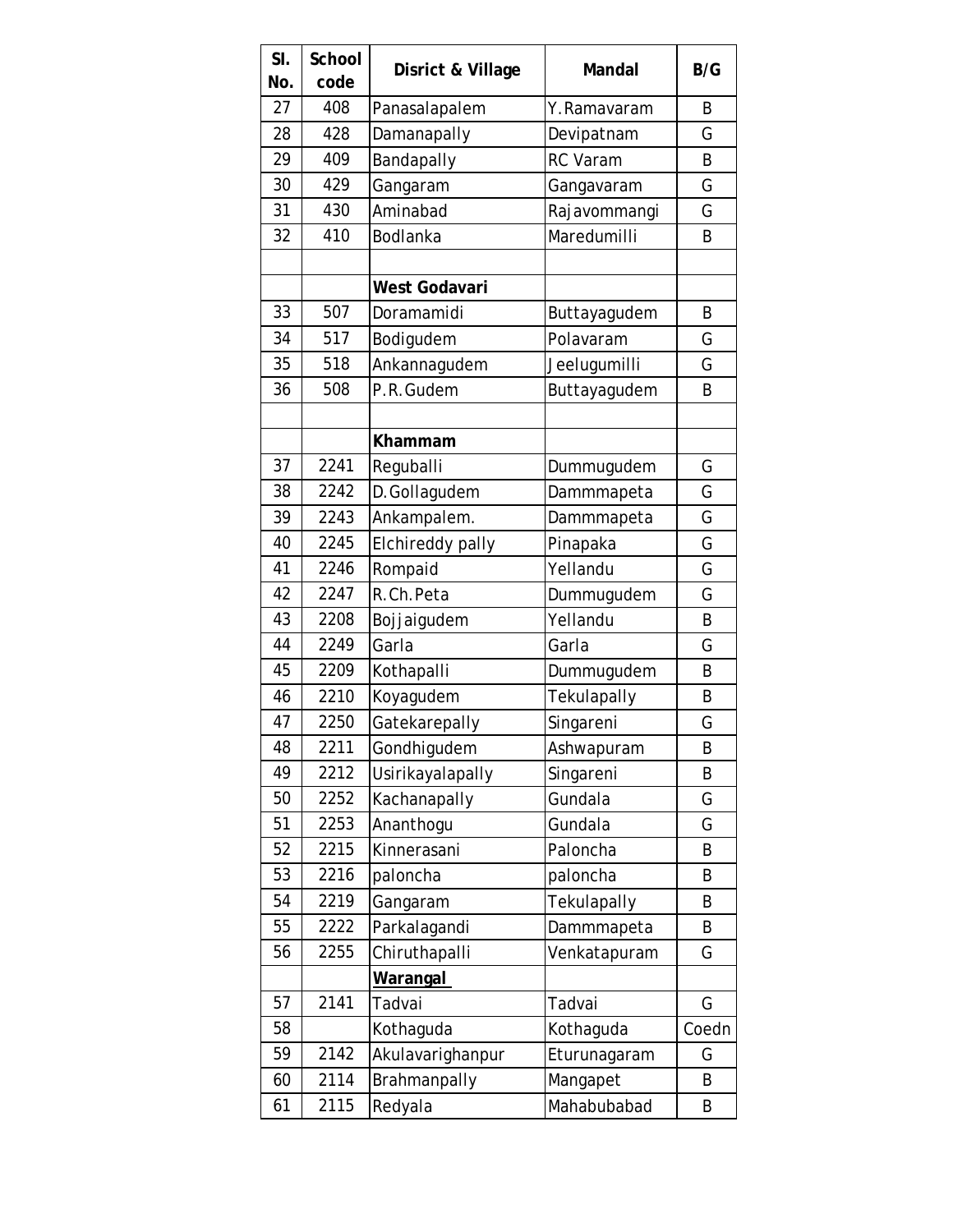| Sl. No. | School code | Disrict & Village | Mandal | B/G |
|---|---|---|---|---|
| 27 | 408 | Panasalapalem | Y.Ramavaram | B |
| 28 | 428 | Damanapally | Devipatnam | G |
| 29 | 409 | Bandapally | RC Varam | B |
| 30 | 429 | Gangaram | Gangavaram | G |
| 31 | 430 | Aminabad | Rajavommangi | G |
| 32 | 410 | Bodlanka | Maredumilli | B |
| | | | | |
| | | **West Godavari** | | |
| 33 | 507 | Doramamidi | Buttayagudem | B |
| 34 | 517 | Bodigudem | Polavaram | G |
| 35 | 518 | Ankannagudem | Jeelugumilli | G |
| 36 | 508 | P.R.Gudem | Buttayagudem | B |
| | | | | |
| | | **Khammam** | | |
| 37 | 2241 | Reguballi | Dummugudem | G |
| 38 | 2242 | D.Gollagudem | Dammmapeta | G |
| 39 | 2243 | Ankampalem. | Dammmapeta | G |
| 40 | 2245 | Elchireddy pally | Pinapaka | G |
| 41 | 2246 | Rompaid | Yellandu | G |
| 42 | 2247 | R.Ch.Peta | Dummugudem | G |
| 43 | 2208 | Bojjaigudem | Yellandu | B |
| 44 | 2249 | Garla | Garla | G |
| 45 | 2209 | Kothapalli | Dummugudem | B |
| 46 | 2210 | Koyagudem | Tekulapally | B |
| 47 | 2250 | Gatekarepally | Singareni | G |
| 48 | 2211 | Gondhigudem | Ashwapuram | B |
| 49 | 2212 | Usirikayalapally | Singareni | B |
| 50 | 2252 | Kachanapally | Gundala | G |
| 51 | 2253 | Ananthogu | Gundala | G |
| 52 | 2215 | Kinnerasani | Paloncha | B |
| 53 | 2216 | paloncha | paloncha | B |
| 54 | 2219 | Gangaram | Tekulapally | B |
| 55 | 2222 | Parkalagandi | Dammmapeta | B |
| 56 | 2255 | Chiruthapalli | Venkatapuram | G |
| | | **Warangal** | | |
| 57 | 2141 | Tadvai | Tadvai | G |
| 58 | | Kothaguda | Kothaguda | Coedn |
| 59 | 2142 | Akulavarighanpur | Eturunagaram | G |
| 60 | 2114 | Brahmanpally | Mangapet | B |
| 61 | 2115 | Redyala | Mahabubabad | B |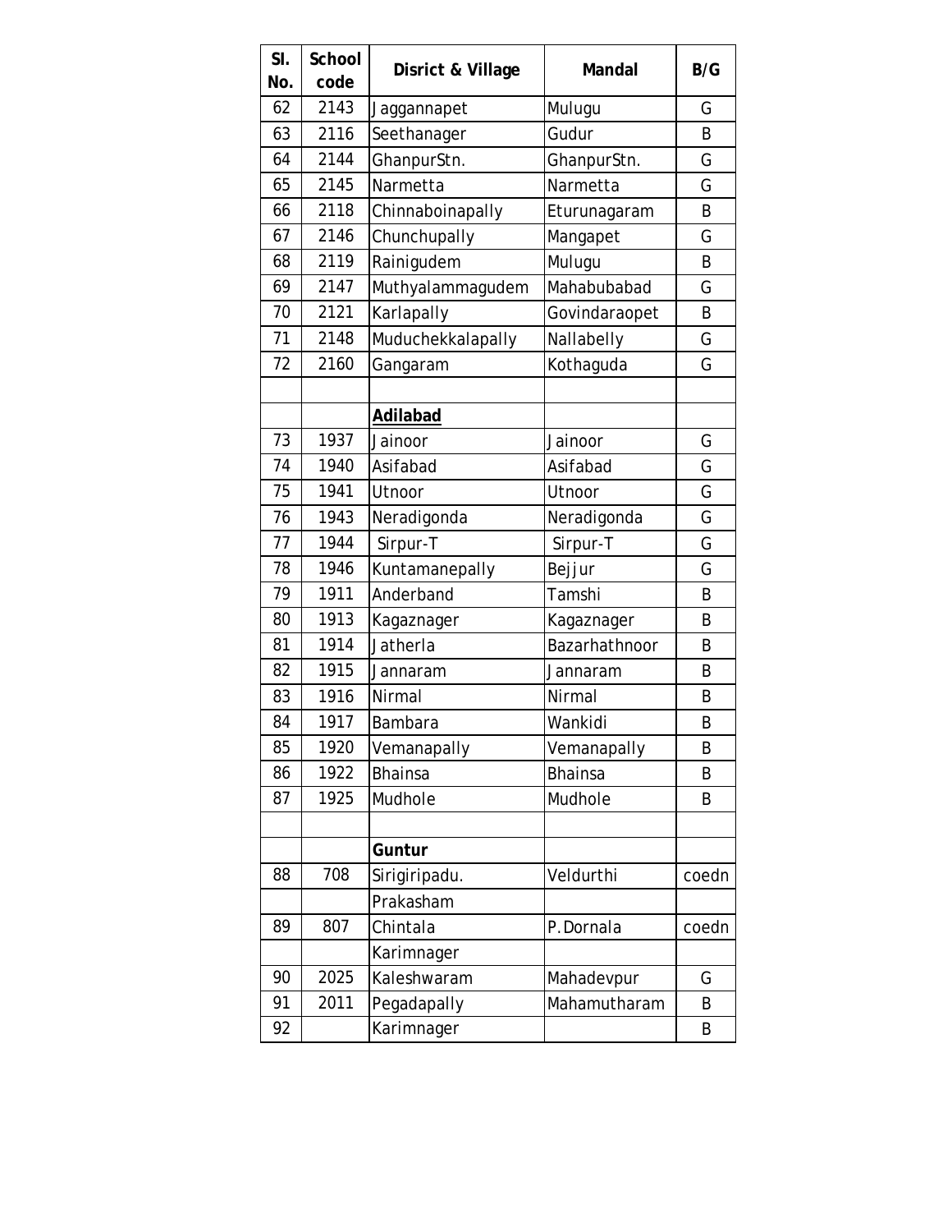| Sl. No. | School code | Disrict & Village | Mandal | B/G |
|---|---|---|---|---|
| 62 | 2143 | Jaggannapet | Mulugu | G |
| 63 | 2116 | Seethanager | Gudur | B |
| 64 | 2144 | GhanpurStn. | GhanpurStn. | G |
| 65 | 2145 | Narmetta | Narmetta | G |
| 66 | 2118 | Chinnaboinapally | Eturunagaram | B |
| 67 | 2146 | Chunchupally | Mangapet | G |
| 68 | 2119 | Rainigudem | Mulugu | B |
| 69 | 2147 | Muthyalammagudem | Mahabubabad | G |
| 70 | 2121 | Karlapally | Govindaraopet | B |
| 71 | 2148 | Muduchekkalapally | Nallabelly | G |
| 72 | 2160 | Gangaram | Kothaguda | G |
| | | | | |
| | | **Adilabad** | | |
| 73 | 1937 | Jainoor | Jainoor | G |
| 74 | 1940 | Asifabad | Asifabad | G |
| 75 | 1941 | Utnoor | Utnoor | G |
| 76 | 1943 | Neradigonda | Neradigonda | G |
| 77 | 1944 | Sirpur-T | Sirpur-T | G |
| 78 | 1946 | Kuntamanepally | Bejjur | G |
| 79 | 1911 | Anderband | Tamshi | B |
| 80 | 1913 | Kagaznager | Kagaznager | B |
| 81 | 1914 | Jatherla | Bazarhathnoor | B |
| 82 | 1915 | Jannaram | Jannaram | B |
| 83 | 1916 | Nirmal | Nirmal | B |
| 84 | 1917 | Bambara | Wankidi | B |
| 85 | 1920 | Vemanapally | Vemanapally | B |
| 86 | 1922 | Bhainsa | Bhainsa | B |
| 87 | 1925 | Mudhole | Mudhole | B |
| | | | | |
| | | **Guntur** | | |
| 88 | 708 | Sirigiripadu. | Veldurthi | coedn |
| | | Prakasham | | |
| 89 | 807 | Chintala | P.Dornala | coedn |
| | | Karimnager | | |
| 90 | 2025 | Kaleshwaram | Mahadevpur | G |
| 91 | 2011 | Pegadapally | Mahamutharam | B |
| 92 | | Karimnager | | B |